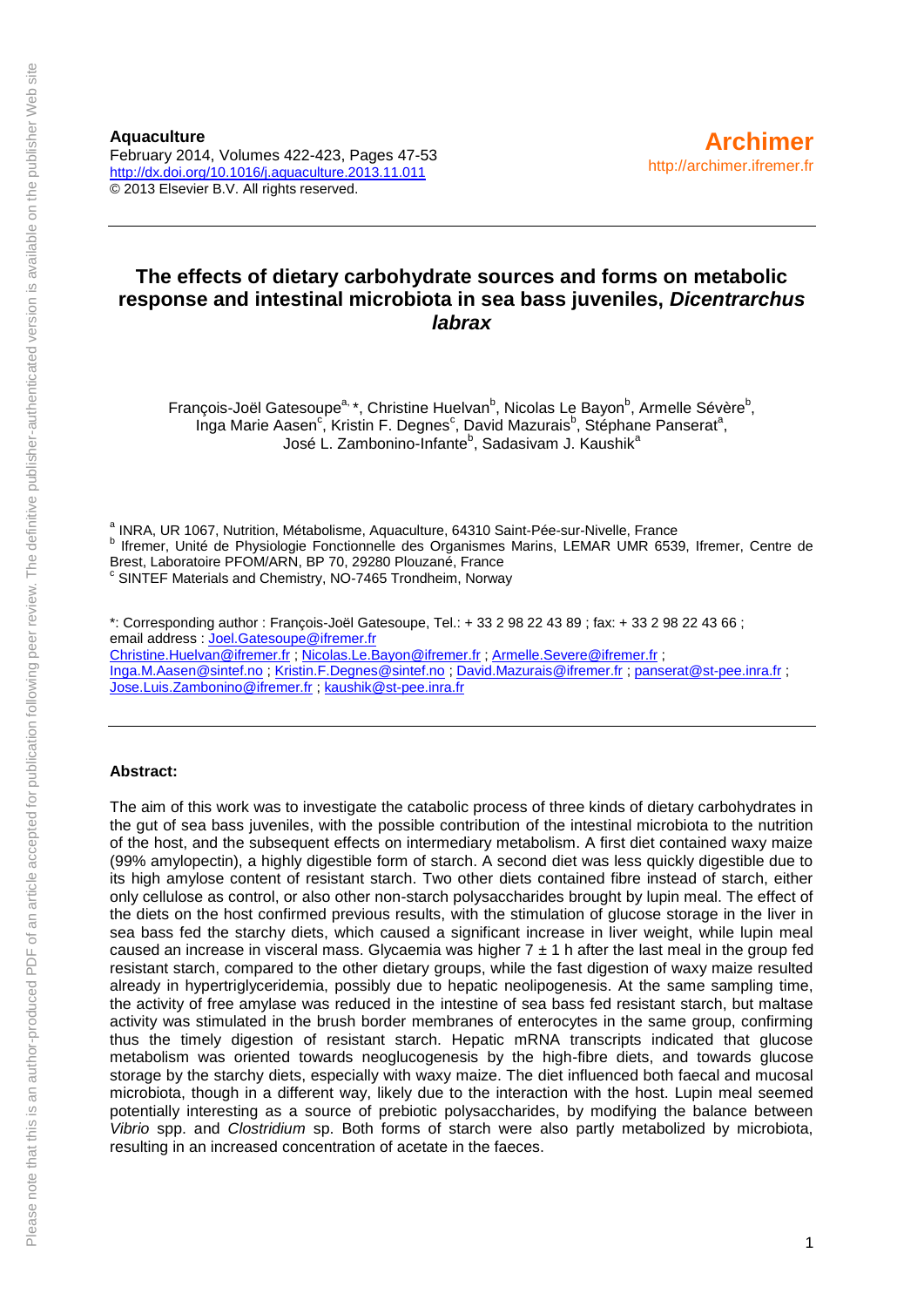**Aquaculture**
February 2014, Volumes 422-423, Pages 47-53
http://dx.doi.org/10.1016/j.aquaculture.2013.11.011
© 2013 Elsevier B.V. All rights reserved.

**Archimer**
http://archimer.ifremer.fr

# The effects of dietary carbohydrate sources and forms on metabolic response and intestinal microbiota in sea bass juveniles, *Dicentrarchus labrax*

François-Joël Gatesoupe[a,] *, Christine Huelvan[b], Nicolas Le Bayon[b], Armelle Sévère[b], Inga Marie Aasen[c], Kristin F. Degnes[c], David Mazurais[b], Stéphane Panserat[a], José L. Zambonino-Infante[b], Sadasivam J. Kaushik[a]

[a] INRA, UR 1067, Nutrition, Métabolisme, Aquaculture, 64310 Saint-Pée-sur-Nivelle, France
[b] Ifremer, Unité de Physiologie Fonctionnelle des Organismes Marins, LEMAR UMR 6539, Ifremer, Centre de Brest, Laboratoire PFOM/ARN, BP 70, 29280 Plouzané, France
[c] SINTEF Materials and Chemistry, NO-7465 Trondheim, Norway

*: Corresponding author : François-Joël Gatesoupe, Tel.: + 33 2 98 22 43 89 ; fax: + 33 2 98 22 43 66 ;
email address : Joel.Gatesoupe@ifremer.fr
Christine.Huelvan@ifremer.fr ; Nicolas.Le.Bayon@ifremer.fr ; Armelle.Severe@ifremer.fr ; Inga.M.Aasen@sintef.no ; Kristin.F.Degnes@sintef.no ; David.Mazurais@ifremer.fr ; panserat@st-pee.inra.fr ; Jose.Luis.Zambonino@ifremer.fr ; kaushik@st-pee.inra.fr

**Abstract:**

The aim of this work was to investigate the catabolic process of three kinds of dietary carbohydrates in the gut of sea bass juveniles, with the possible contribution of the intestinal microbiota to the nutrition of the host, and the subsequent effects on intermediary metabolism. A first diet contained waxy maize (99% amylopectin), a highly digestible form of starch. A second diet was less quickly digestible due to its high amylose content of resistant starch. Two other diets contained fibre instead of starch, either only cellulose as control, or also other non-starch polysaccharides brought by lupin meal. The effect of the diets on the host confirmed previous results, with the stimulation of glucose storage in the liver in sea bass fed the starchy diets, which caused a significant increase in liver weight, while lupin meal caused an increase in visceral mass. Glycaemia was higher 7 ± 1 h after the last meal in the group fed resistant starch, compared to the other dietary groups, while the fast digestion of waxy maize resulted already in hypertriglyceridemia, possibly due to hepatic neolipogenesis. At the same sampling time, the activity of free amylase was reduced in the intestine of sea bass fed resistant starch, but maltase activity was stimulated in the brush border membranes of enterocytes in the same group, confirming thus the timely digestion of resistant starch. Hepatic mRNA transcripts indicated that glucose metabolism was oriented towards neoglucogenesis by the high-fibre diets, and towards glucose storage by the starchy diets, especially with waxy maize. The diet influenced both faecal and mucosal microbiota, though in a different way, likely due to the interaction with the host. Lupin meal seemed potentially interesting as a source of prebiotic polysaccharides, by modifying the balance between *Vibrio* spp. and *Clostridium* sp. Both forms of starch were also partly metabolized by microbiota, resulting in an increased concentration of acetate in the faeces.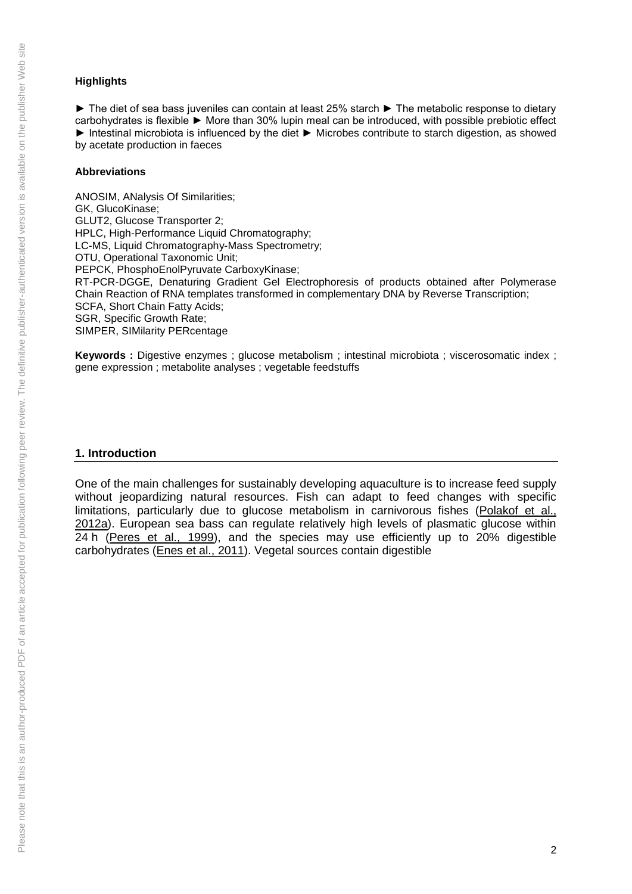**Highlights**

► The diet of sea bass juveniles can contain at least 25% starch ► The metabolic response to dietary carbohydrates is flexible ► More than 30% lupin meal can be introduced, with possible prebiotic effect ► Intestinal microbiota is influenced by the diet ► Microbes contribute to starch digestion, as showed by acetate production in faeces

**Abbreviations**

ANOSIM, ANalysis Of Similarities;
GK, GlucoKinase;
GLUT2, Glucose Transporter 2;
HPLC, High-Performance Liquid Chromatography;
LC-MS, Liquid Chromatography-Mass Spectrometry;
OTU, Operational Taxonomic Unit;
PEPCK, PhosphoEnolPyruvate CarboxyKinase;
RT-PCR-DGGE, Denaturing Gradient Gel Electrophoresis of products obtained after Polymerase Chain Reaction of RNA templates transformed in complementary DNA by Reverse Transcription;
SCFA, Short Chain Fatty Acids;
SGR, Specific Growth Rate;
SIMPER, SIMilarity PERcentage

**Keywords :** Digestive enzymes ; glucose metabolism ; intestinal microbiota ; viscerosomatic index ; gene expression ; metabolite analyses ; vegetable feedstuffs

## 1. Introduction

One of the main challenges for sustainably developing aquaculture is to increase feed supply without jeopardizing natural resources. Fish can adapt to feed changes with specific limitations, particularly due to glucose metabolism in carnivorous fishes (Polakof et al., 2012a). European sea bass can regulate relatively high levels of plasmatic glucose within 24 h (Peres et al., 1999), and the species may use efficiently up to 20% digestible carbohydrates (Enes et al., 2011). Vegetal sources contain digestible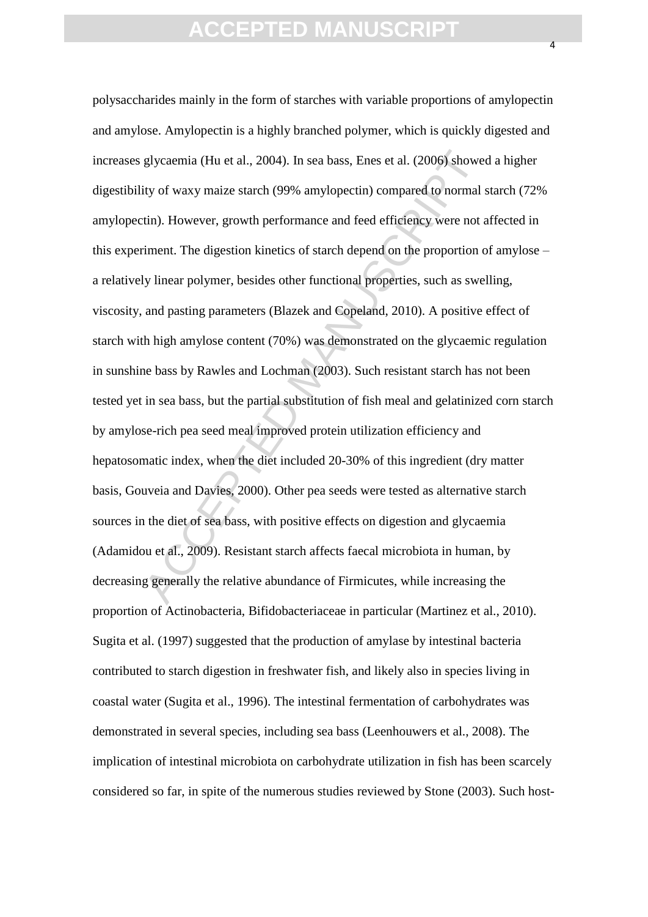polysaccharides mainly in the form of starches with variable proportions of amylopectin and amylose. Amylopectin is a highly branched polymer, which is quickly digested and increases glycaemia (Hu et al., 2004). In sea bass, Enes et al. (2006) showed a higher digestibility of waxy maize starch (99% amylopectin) compared to normal starch (72% amylopectin). However, growth performance and feed efficiency were not affected in this experiment. The digestion kinetics of starch depend on the proportion of amylose – a relatively linear polymer, besides other functional properties, such as swelling, viscosity, and pasting parameters (Blazek and Copeland, 2010). A positive effect of starch with high amylose content (70%) was demonstrated on the glycaemic regulation in sunshine bass by Rawles and Lochman (2003). Such resistant starch has not been tested yet in sea bass, but the partial substitution of fish meal and gelatinized corn starch by amylose-rich pea seed meal improved protein utilization efficiency and hepatosomatic index, when the diet included 20-30% of this ingredient (dry matter basis, Gouveia and Davies, 2000). Other pea seeds were tested as alternative starch sources in the diet of sea bass, with positive effects on digestion and glycaemia (Adamidou et al., 2009). Resistant starch affects faecal microbiota in human, by decreasing generally the relative abundance of Firmicutes, while increasing the proportion of Actinobacteria, Bifidobacteriaceae in particular (Martinez et al., 2010). Sugita et al. (1997) suggested that the production of amylase by intestinal bacteria contributed to starch digestion in freshwater fish, and likely also in species living in coastal water (Sugita et al., 1996). The intestinal fermentation of carbohydrates was demonstrated in several species, including sea bass (Leenhouwers et al., 2008). The implication of intestinal microbiota on carbohydrate utilization in fish has been scarcely considered so far, in spite of the numerous studies reviewed by Stone (2003). Such host-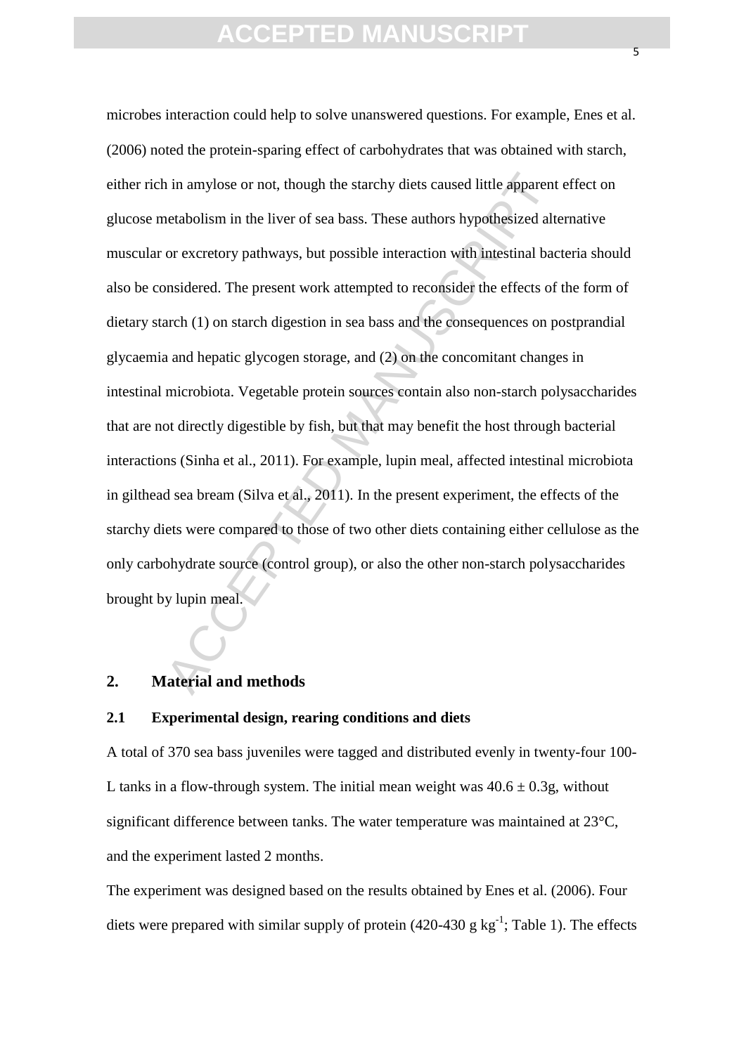microbes interaction could help to solve unanswered questions. For example, Enes et al. (2006) noted the protein-sparing effect of carbohydrates that was obtained with starch, either rich in amylose or not, though the starchy diets caused little apparent effect on glucose metabolism in the liver of sea bass. These authors hypothesized alternative muscular or excretory pathways, but possible interaction with intestinal bacteria should also be considered. The present work attempted to reconsider the effects of the form of dietary starch (1) on starch digestion in sea bass and the consequences on postprandial glycaemia and hepatic glycogen storage, and (2) on the concomitant changes in intestinal microbiota. Vegetable protein sources contain also non-starch polysaccharides that are not directly digestible by fish, but that may benefit the host through bacterial interactions (Sinha et al., 2011). For example, lupin meal, affected intestinal microbiota in gilthead sea bream (Silva et al., 2011). In the present experiment, the effects of the starchy diets were compared to those of two other diets containing either cellulose as the only carbohydrate source (control group), or also the other non-starch polysaccharides brought by lupin meal.

## 2. Material and methods

### 2.1 Experimental design, rearing conditions and diets

A total of 370 sea bass juveniles were tagged and distributed evenly in twenty-four 100-L tanks in a flow-through system. The initial mean weight was $40.6 \pm 0.3$g, without significant difference between tanks. The water temperature was maintained at 23°C, and the experiment lasted 2 months.

The experiment was designed based on the results obtained by Enes et al. (2006). Four diets were prepared with similar supply of protein (420-430 g $kg^{-1}$; Table 1). The effects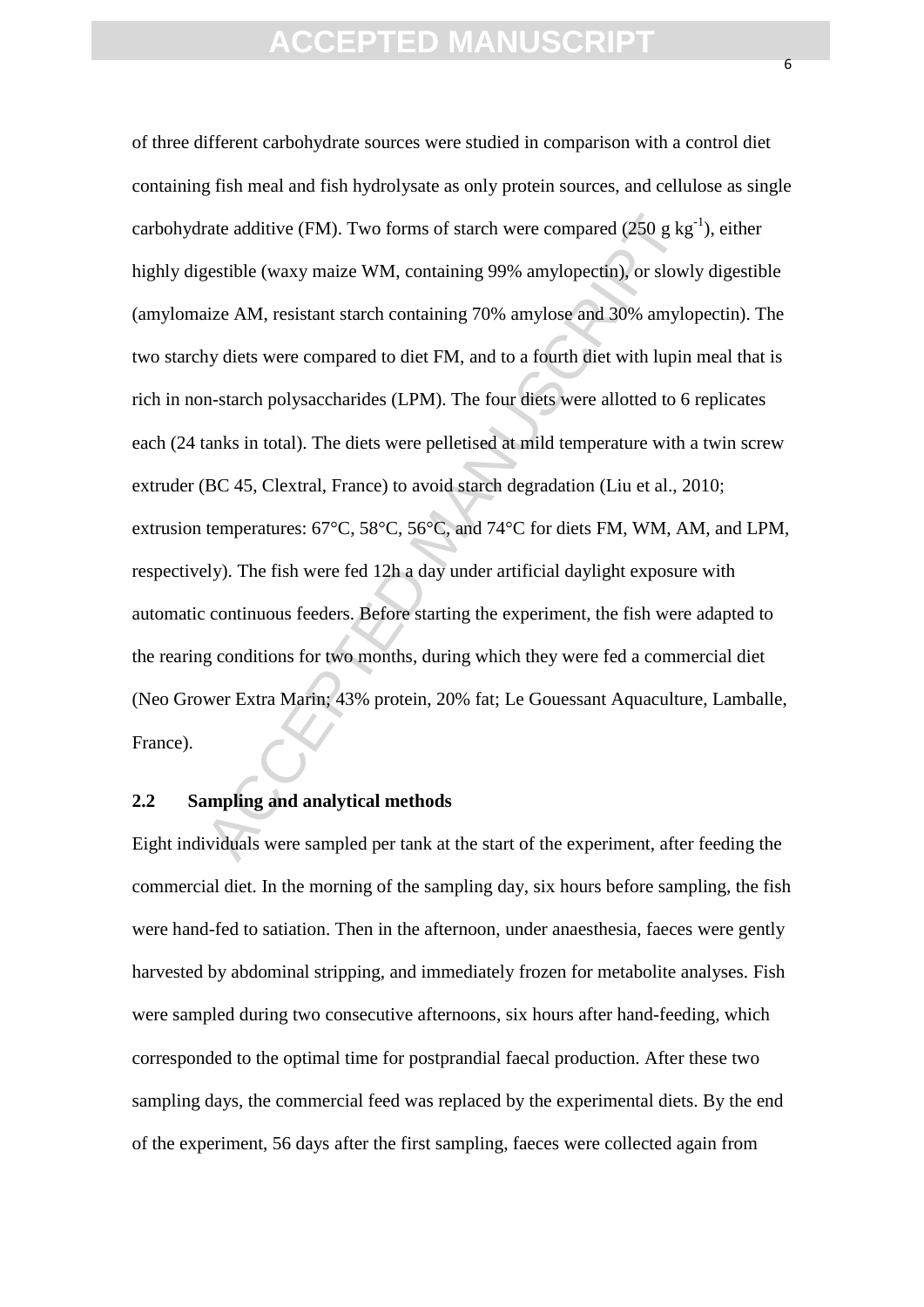of three different carbohydrate sources were studied in comparison with a control diet containing fish meal and fish hydrolysate as only protein sources, and cellulose as single carbohydrate additive (FM). Two forms of starch were compared (250 g $kg^{-1}$), either highly digestible (waxy maize WM, containing 99% amylopectin), or slowly digestible (amylomaize AM, resistant starch containing 70% amylose and 30% amylopectin). The two starchy diets were compared to diet FM, and to a fourth diet with lupin meal that is rich in non-starch polysaccharides (LPM). The four diets were allotted to 6 replicates each (24 tanks in total). The diets were pelletised at mild temperature with a twin screw extruder (BC 45, Clextral, France) to avoid starch degradation (Liu et al., 2010; extrusion temperatures: 67°C, 58°C, 56°C, and 74°C for diets FM, WM, AM, and LPM, respectively). The fish were fed 12h a day under artificial daylight exposure with automatic continuous feeders. Before starting the experiment, the fish were adapted to the rearing conditions for two months, during which they were fed a commercial diet (Neo Grower Extra Marin; 43% protein, 20% fat; Le Gouessant Aquaculture, Lamballe, France).

## 2.2 Sampling and analytical methods

Eight individuals were sampled per tank at the start of the experiment, after feeding the commercial diet. In the morning of the sampling day, six hours before sampling, the fish were hand-fed to satiation. Then in the afternoon, under anaesthesia, faeces were gently harvested by abdominal stripping, and immediately frozen for metabolite analyses. Fish were sampled during two consecutive afternoons, six hours after hand-feeding, which corresponded to the optimal time for postprandial faecal production. After these two sampling days, the commercial feed was replaced by the experimental diets. By the end of the experiment, 56 days after the first sampling, faeces were collected again from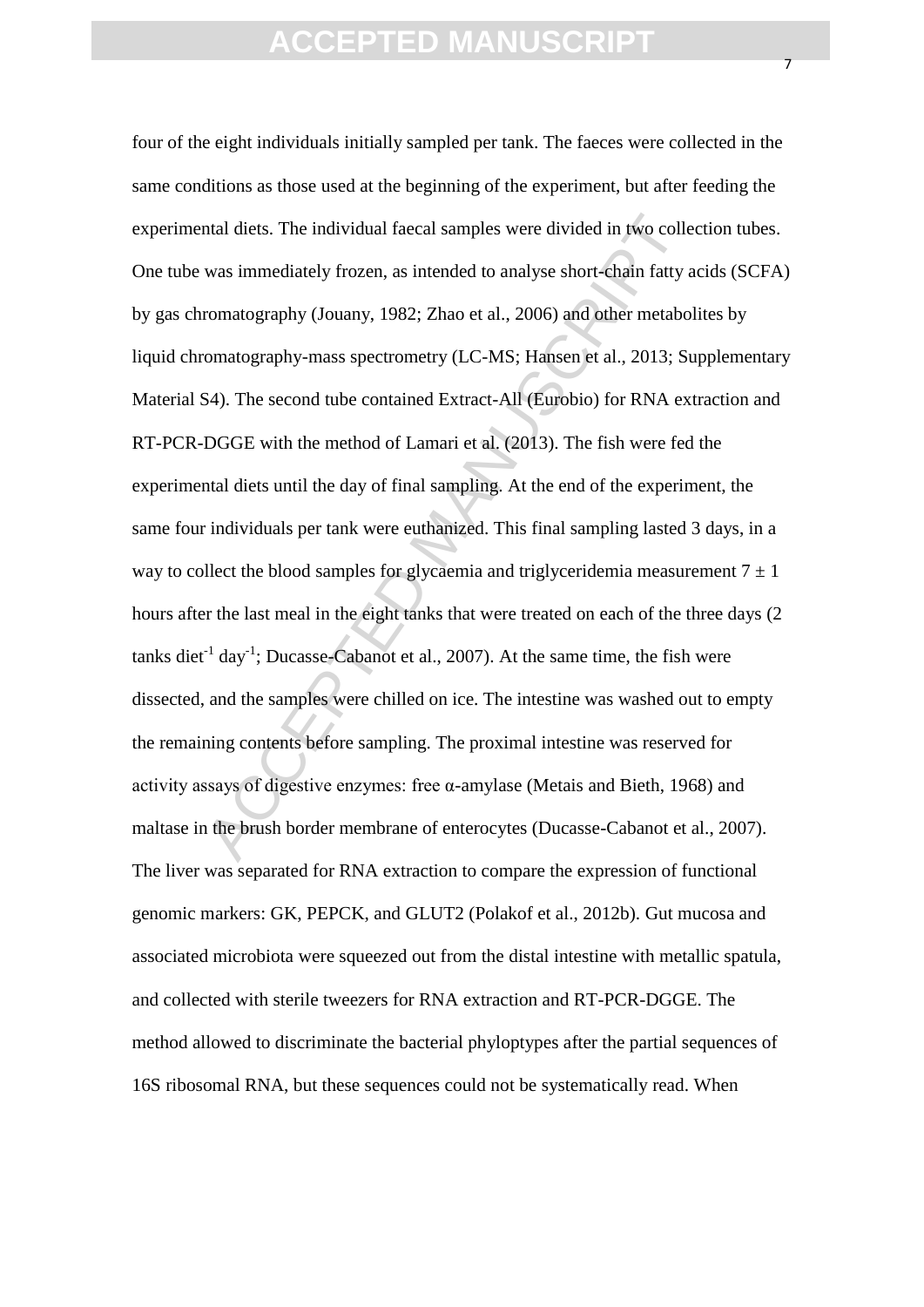four of the eight individuals initially sampled per tank. The faeces were collected in the same conditions as those used at the beginning of the experiment, but after feeding the experimental diets. The individual faecal samples were divided in two collection tubes. One tube was immediately frozen, as intended to analyse short-chain fatty acids (SCFA) by gas chromatography (Jouany, 1982; Zhao et al., 2006) and other metabolites by liquid chromatography-mass spectrometry (LC-MS; Hansen et al., 2013; Supplementary Material S4). The second tube contained Extract-All (Eurobio) for RNA extraction and RT-PCR-DGGE with the method of Lamari et al. (2013). The fish were fed the experimental diets until the day of final sampling. At the end of the experiment, the same four individuals per tank were euthanized. This final sampling lasted 3 days, in a way to collect the blood samples for glycaemia and triglyceridemia measurement $7 \pm 1$ hours after the last meal in the eight tanks that were treated on each of the three days (2 tanks diet$^{-1}$ day$^{-1}$; Ducasse-Cabanot et al., 2007). At the same time, the fish were dissected, and the samples were chilled on ice. The intestine was washed out to empty the remaining contents before sampling. The proximal intestine was reserved for activity assays of digestive enzymes: free α-amylase (Metais and Bieth, 1968) and maltase in the brush border membrane of enterocytes (Ducasse-Cabanot et al., 2007). The liver was separated for RNA extraction to compare the expression of functional genomic markers: GK, PEPCK, and GLUT2 (Polakof et al., 2012b). Gut mucosa and associated microbiota were squeezed out from the distal intestine with metallic spatula, and collected with sterile tweezers for RNA extraction and RT-PCR-DGGE. The method allowed to discriminate the bacterial phyloptypes after the partial sequences of 16S ribosomal RNA, but these sequences could not be systematically read. When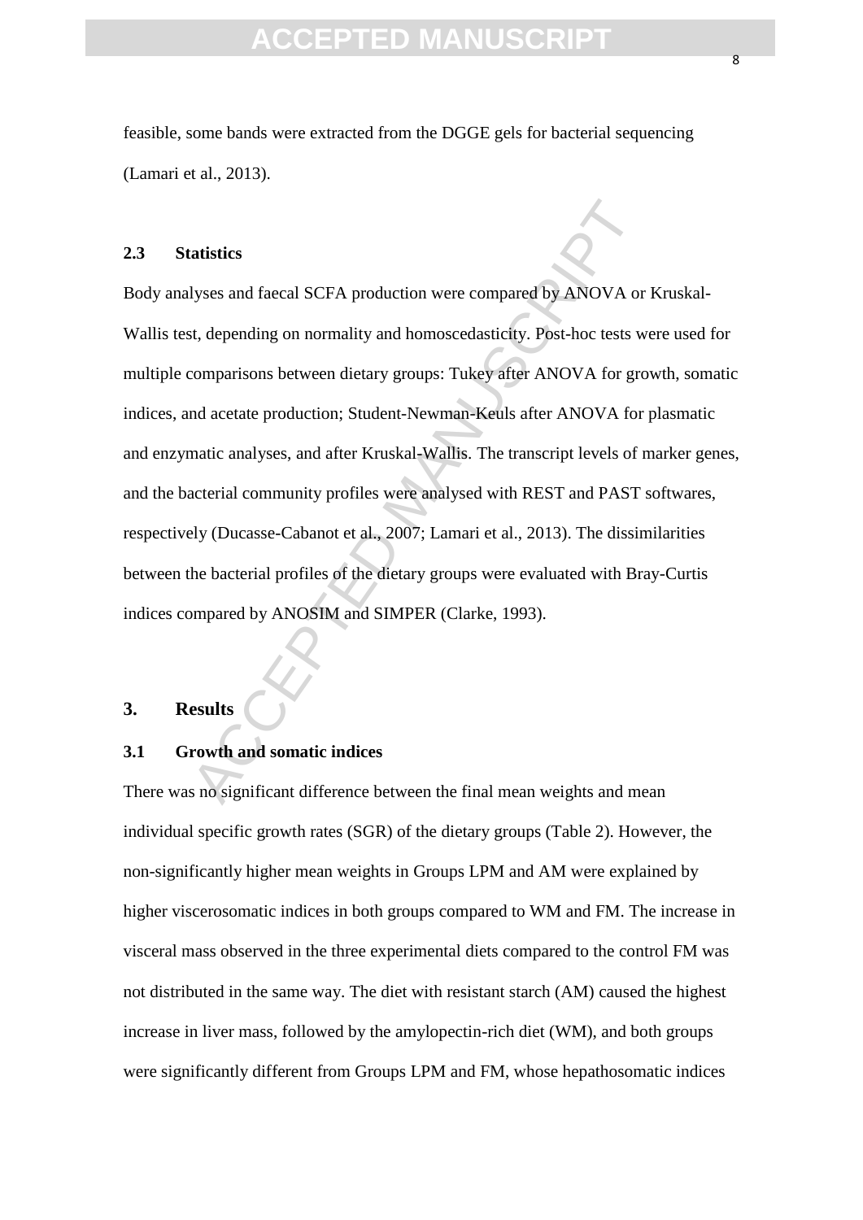feasible, some bands were extracted from the DGGE gels for bacterial sequencing (Lamari et al., 2013).

### 2.3 Statistics

Body analyses and faecal SCFA production were compared by ANOVA or Kruskal-Wallis test, depending on normality and homoscedasticity. Post-hoc tests were used for multiple comparisons between dietary groups: Tukey after ANOVA for growth, somatic indices, and acetate production; Student-Newman-Keuls after ANOVA for plasmatic and enzymatic analyses, and after Kruskal-Wallis. The transcript levels of marker genes, and the bacterial community profiles were analysed with REST and PAST softwares, respectively (Ducasse-Cabanot et al., 2007; Lamari et al., 2013). The dissimilarities between the bacterial profiles of the dietary groups were evaluated with Bray-Curtis indices compared by ANOSIM and SIMPER (Clarke, 1993).

## 3. Results

### 3.1 Growth and somatic indices

There was no significant difference between the final mean weights and mean individual specific growth rates (SGR) of the dietary groups (Table 2). However, the non-significantly higher mean weights in Groups LPM and AM were explained by higher viscerosomatic indices in both groups compared to WM and FM. The increase in visceral mass observed in the three experimental diets compared to the control FM was not distributed in the same way. The diet with resistant starch (AM) caused the highest increase in liver mass, followed by the amylopectin-rich diet (WM), and both groups were significantly different from Groups LPM and FM, whose hepathosomatic indices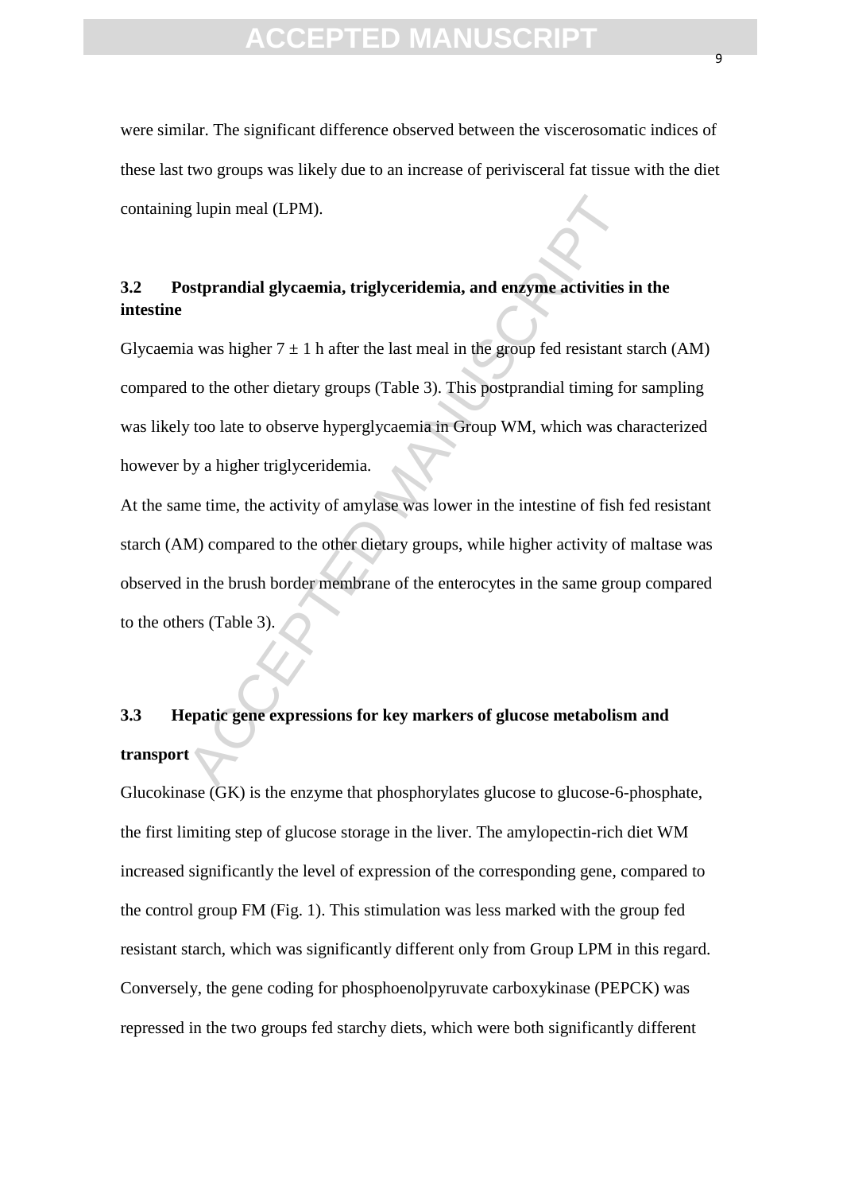were similar. The significant difference observed between the viscerosomatic indices of these last two groups was likely due to an increase of perivisceral fat tissue with the diet containing lupin meal (LPM).

### 3.2 Postprandial glycaemia, triglyceridemia, and enzyme activities in the intestine

Glycaemia was higher $7 \pm 1$ h after the last meal in the group fed resistant starch (AM) compared to the other dietary groups (Table 3). This postprandial timing for sampling was likely too late to observe hyperglycaemia in Group WM, which was characterized however by a higher triglyceridemia.

At the same time, the activity of amylase was lower in the intestine of fish fed resistant starch (AM) compared to the other dietary groups, while higher activity of maltase was observed in the brush border membrane of the enterocytes in the same group compared to the others (Table 3).

### 3.3 Hepatic gene expressions for key markers of glucose metabolism and transport

Glucokinase (GK) is the enzyme that phosphorylates glucose to glucose-6-phosphate, the first limiting step of glucose storage in the liver. The amylopectin-rich diet WM increased significantly the level of expression of the corresponding gene, compared to the control group FM (Fig. 1). This stimulation was less marked with the group fed resistant starch, which was significantly different only from Group LPM in this regard. Conversely, the gene coding for phosphoenolpyruvate carboxykinase (PEPCK) was repressed in the two groups fed starchy diets, which were both significantly different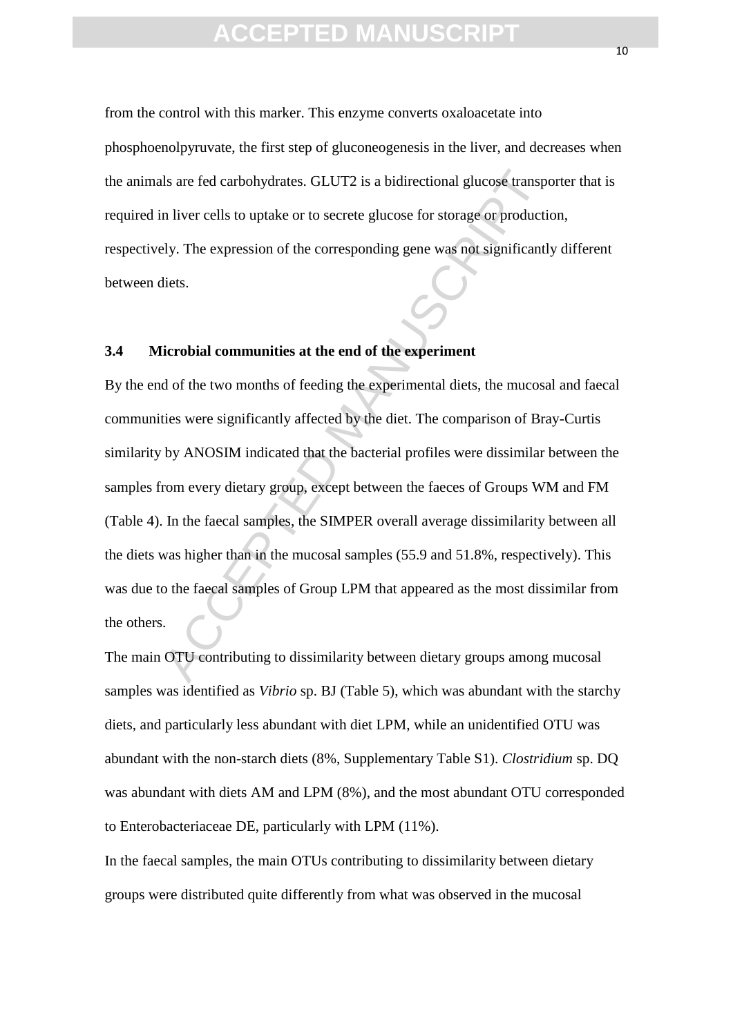from the control with this marker. This enzyme converts oxaloacetate into phosphoenolpyruvate, the first step of gluconeogenesis in the liver, and decreases when the animals are fed carbohydrates. GLUT2 is a bidirectional glucose transporter that is required in liver cells to uptake or to secrete glucose for storage or production, respectively. The expression of the corresponding gene was not significantly different between diets.

### 3.4 Microbial communities at the end of the experiment

By the end of the two months of feeding the experimental diets, the mucosal and faecal communities were significantly affected by the diet. The comparison of Bray-Curtis similarity by ANOSIM indicated that the bacterial profiles were dissimilar between the samples from every dietary group, except between the faeces of Groups WM and FM (Table 4). In the faecal samples, the SIMPER overall average dissimilarity between all the diets was higher than in the mucosal samples (55.9 and 51.8%, respectively). This was due to the faecal samples of Group LPM that appeared as the most dissimilar from the others.

The main OTU contributing to dissimilarity between dietary groups among mucosal samples was identified as *Vibrio* sp. BJ (Table 5), which was abundant with the starchy diets, and particularly less abundant with diet LPM, while an unidentified OTU was abundant with the non-starch diets (8%, Supplementary Table S1). *Clostridium* sp. DQ was abundant with diets AM and LPM (8%), and the most abundant OTU corresponded to Enterobacteriaceae DE, particularly with LPM (11%).

In the faecal samples, the main OTUs contributing to dissimilarity between dietary groups were distributed quite differently from what was observed in the mucosal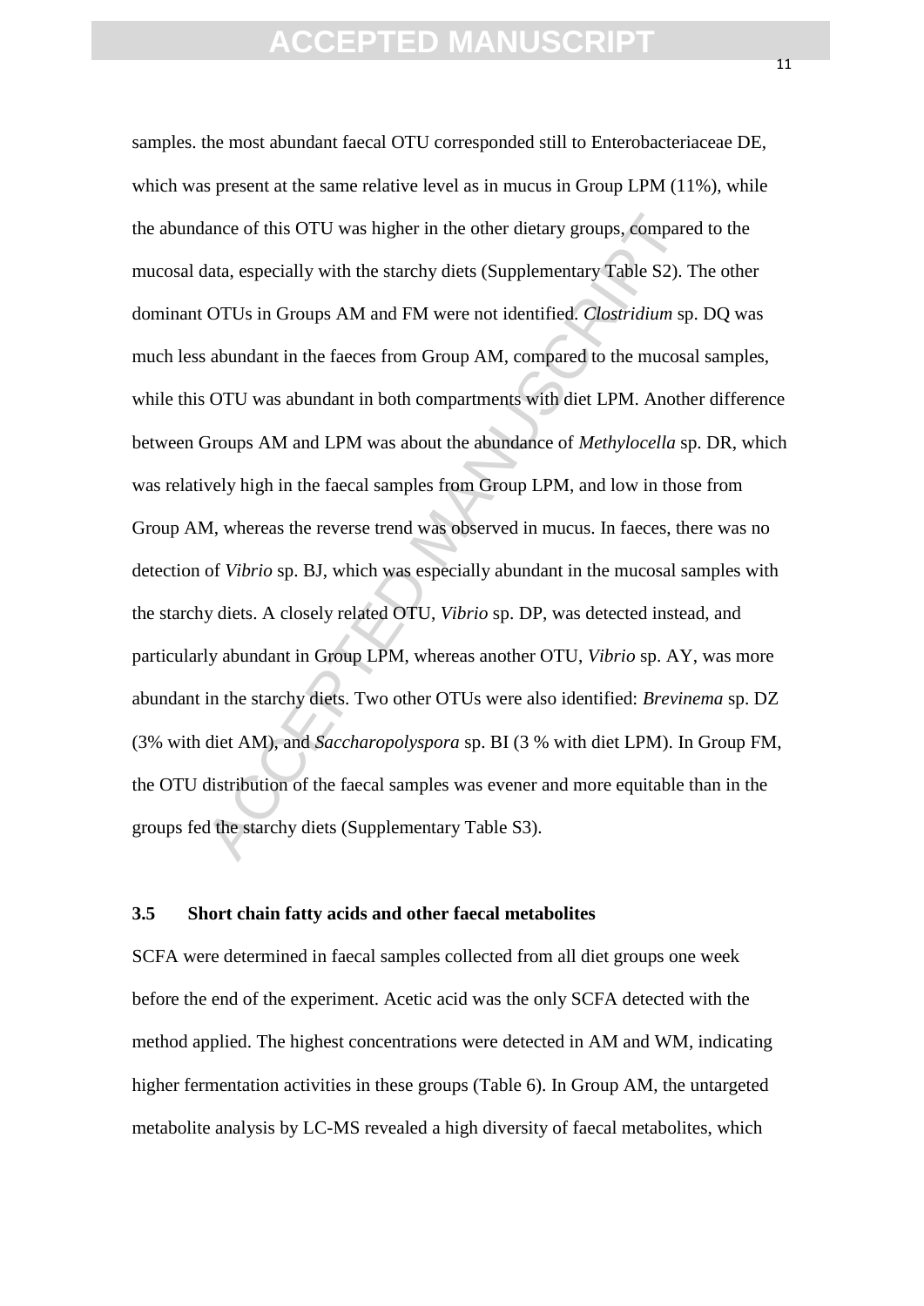samples. the most abundant faecal OTU corresponded still to Enterobacteriaceae DE, which was present at the same relative level as in mucus in Group LPM (11%), while the abundance of this OTU was higher in the other dietary groups, compared to the mucosal data, especially with the starchy diets (Supplementary Table S2). The other dominant OTUs in Groups AM and FM were not identified. *Clostridium* sp. DQ was much less abundant in the faeces from Group AM, compared to the mucosal samples, while this OTU was abundant in both compartments with diet LPM. Another difference between Groups AM and LPM was about the abundance of *Methylocella* sp. DR, which was relatively high in the faecal samples from Group LPM, and low in those from Group AM, whereas the reverse trend was observed in mucus. In faeces, there was no detection of *Vibrio* sp. BJ, which was especially abundant in the mucosal samples with the starchy diets. A closely related OTU, *Vibrio* sp. DP, was detected instead, and particularly abundant in Group LPM, whereas another OTU, *Vibrio* sp. AY, was more abundant in the starchy diets. Two other OTUs were also identified: *Brevinema* sp. DZ (3% with diet AM), and *Saccharopolyspora* sp. BI (3 % with diet LPM). In Group FM, the OTU distribution of the faecal samples was evener and more equitable than in the groups fed the starchy diets (Supplementary Table S3).

### 3.5 Short chain fatty acids and other faecal metabolites

SCFA were determined in faecal samples collected from all diet groups one week before the end of the experiment. Acetic acid was the only SCFA detected with the method applied. The highest concentrations were detected in AM and WM, indicating higher fermentation activities in these groups (Table 6). In Group AM, the untargeted metabolite analysis by LC-MS revealed a high diversity of faecal metabolites, which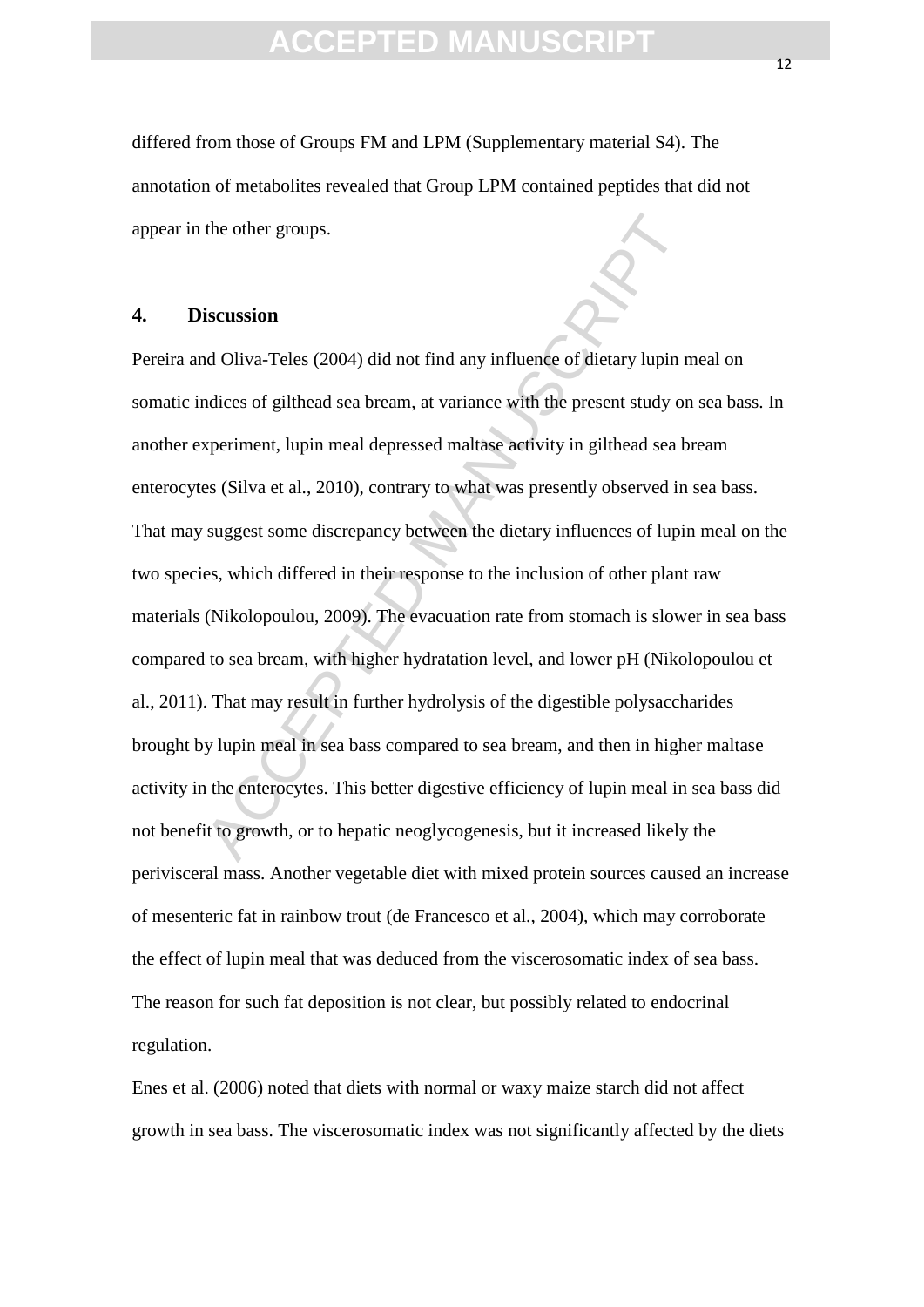differed from those of Groups FM and LPM (Supplementary material S4). The annotation of metabolites revealed that Group LPM contained peptides that did not appear in the other groups.

## 4. Discussion

Pereira and Oliva-Teles (2004) did not find any influence of dietary lupin meal on somatic indices of gilthead sea bream, at variance with the present study on sea bass. In another experiment, lupin meal depressed maltase activity in gilthead sea bream enterocytes (Silva et al., 2010), contrary to what was presently observed in sea bass. That may suggest some discrepancy between the dietary influences of lupin meal on the two species, which differed in their response to the inclusion of other plant raw materials (Nikolopoulou, 2009). The evacuation rate from stomach is slower in sea bass compared to sea bream, with higher hydratation level, and lower pH (Nikolopoulou et al., 2011). That may result in further hydrolysis of the digestible polysaccharides brought by lupin meal in sea bass compared to sea bream, and then in higher maltase activity in the enterocytes. This better digestive efficiency of lupin meal in sea bass did not benefit to growth, or to hepatic neoglycogenesis, but it increased likely the perivisceral mass. Another vegetable diet with mixed protein sources caused an increase of mesenteric fat in rainbow trout (de Francesco et al., 2004), which may corroborate the effect of lupin meal that was deduced from the viscerosomatic index of sea bass. The reason for such fat deposition is not clear, but possibly related to endocrinal regulation.

Enes et al. (2006) noted that diets with normal or waxy maize starch did not affect growth in sea bass. The viscerosomatic index was not significantly affected by the diets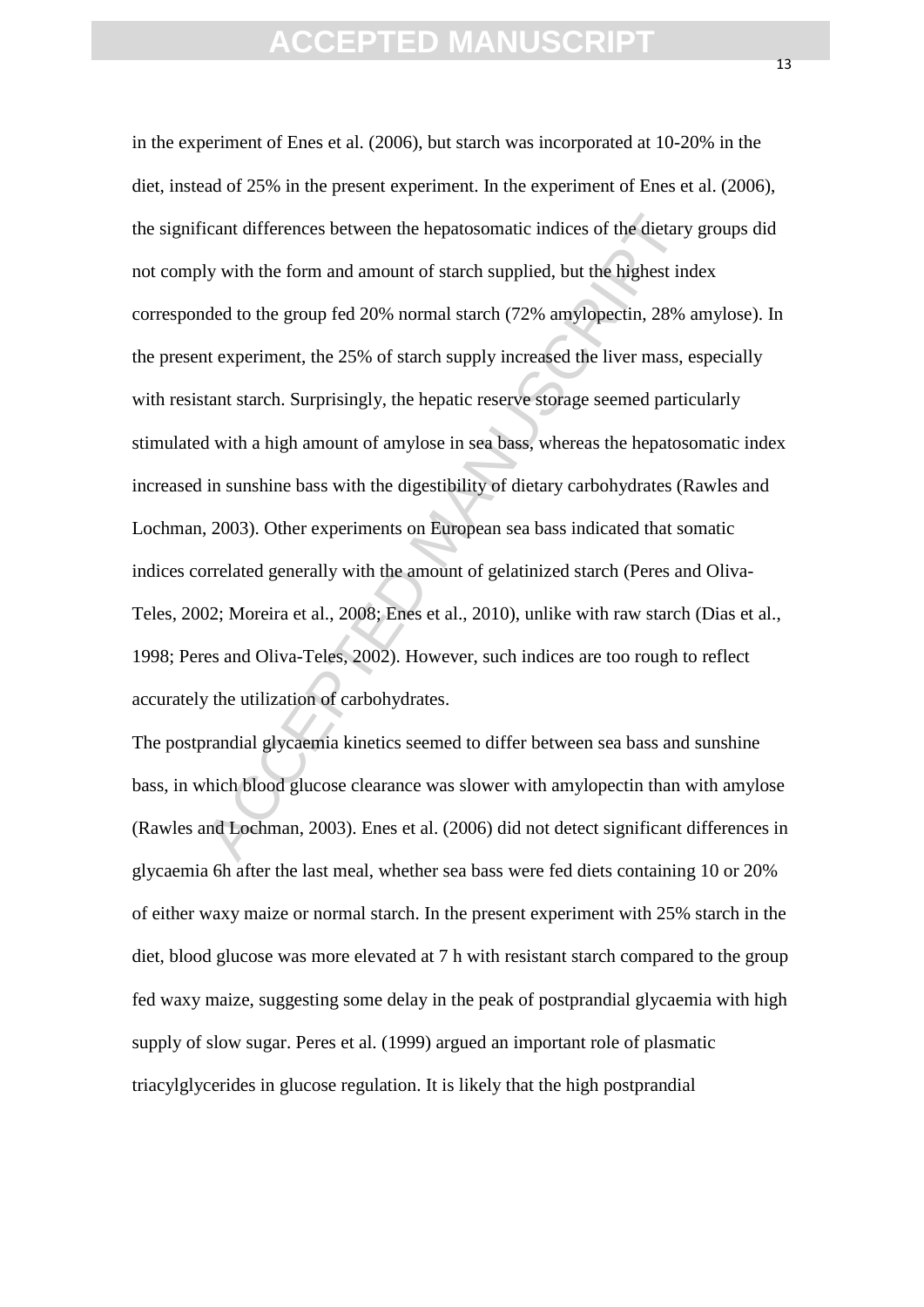in the experiment of Enes et al. (2006), but starch was incorporated at 10-20% in the diet, instead of 25% in the present experiment. In the experiment of Enes et al. (2006), the significant differences between the hepatosomatic indices of the dietary groups did not comply with the form and amount of starch supplied, but the highest index corresponded to the group fed 20% normal starch (72% amylopectin, 28% amylose). In the present experiment, the 25% of starch supply increased the liver mass, especially with resistant starch. Surprisingly, the hepatic reserve storage seemed particularly stimulated with a high amount of amylose in sea bass, whereas the hepatosomatic index increased in sunshine bass with the digestibility of dietary carbohydrates (Rawles and Lochman, 2003). Other experiments on European sea bass indicated that somatic indices correlated generally with the amount of gelatinized starch (Peres and Oliva-Teles, 2002; Moreira et al., 2008; Enes et al., 2010), unlike with raw starch (Dias et al., 1998; Peres and Oliva-Teles, 2002). However, such indices are too rough to reflect accurately the utilization of carbohydrates.

The postprandial glycaemia kinetics seemed to differ between sea bass and sunshine bass, in which blood glucose clearance was slower with amylopectin than with amylose (Rawles and Lochman, 2003). Enes et al. (2006) did not detect significant differences in glycaemia 6h after the last meal, whether sea bass were fed diets containing 10 or 20% of either waxy maize or normal starch. In the present experiment with 25% starch in the diet, blood glucose was more elevated at 7 h with resistant starch compared to the group fed waxy maize, suggesting some delay in the peak of postprandial glycaemia with high supply of slow sugar. Peres et al. (1999) argued an important role of plasmatic triacylglycerides in glucose regulation. It is likely that the high postprandial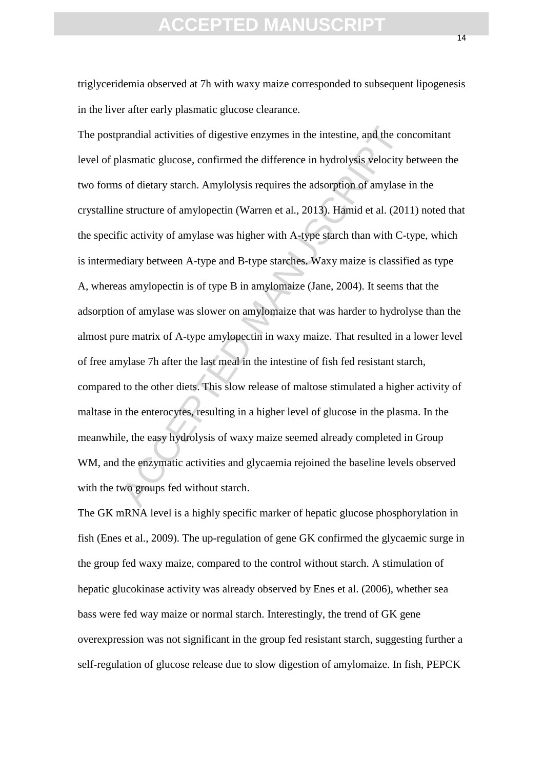triglyceridemia observed at 7h with waxy maize corresponded to subsequent lipogenesis in the liver after early plasmatic glucose clearance.

The postprandial activities of digestive enzymes in the intestine, and the concomitant level of plasmatic glucose, confirmed the difference in hydrolysis velocity between the two forms of dietary starch. Amylolysis requires the adsorption of amylase in the crystalline structure of amylopectin (Warren et al., 2013). Hamid et al. (2011) noted that the specific activity of amylase was higher with A-type starch than with C-type, which is intermediary between A-type and B-type starches. Waxy maize is classified as type A, whereas amylopectin is of type B in amylomaize (Jane, 2004). It seems that the adsorption of amylase was slower on amylomaize that was harder to hydrolyse than the almost pure matrix of A-type amylopectin in waxy maize. That resulted in a lower level of free amylase 7h after the last meal in the intestine of fish fed resistant starch, compared to the other diets. This slow release of maltose stimulated a higher activity of maltase in the enterocytes, resulting in a higher level of glucose in the plasma. In the meanwhile, the easy hydrolysis of waxy maize seemed already completed in Group WM, and the enzymatic activities and glycaemia rejoined the baseline levels observed with the two groups fed without starch.

The GK mRNA level is a highly specific marker of hepatic glucose phosphorylation in fish (Enes et al., 2009). The up-regulation of gene GK confirmed the glycaemic surge in the group fed waxy maize, compared to the control without starch. A stimulation of hepatic glucokinase activity was already observed by Enes et al. (2006), whether sea bass were fed way maize or normal starch. Interestingly, the trend of GK gene overexpression was not significant in the group fed resistant starch, suggesting further a self-regulation of glucose release due to slow digestion of amylomaize. In fish, PEPCK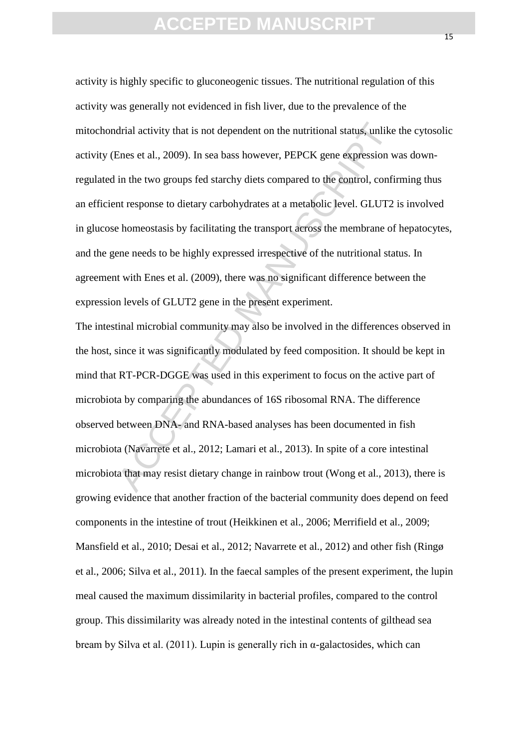activity is highly specific to gluconeogenic tissues. The nutritional regulation of this activity was generally not evidenced in fish liver, due to the prevalence of the mitochondrial activity that is not dependent on the nutritional status, unlike the cytosolic activity (Enes et al., 2009). In sea bass however, PEPCK gene expression was down-regulated in the two groups fed starchy diets compared to the control, confirming thus an efficient response to dietary carbohydrates at a metabolic level. GLUT2 is involved in glucose homeostasis by facilitating the transport across the membrane of hepatocytes, and the gene needs to be highly expressed irrespective of the nutritional status. In agreement with Enes et al. (2009), there was no significant difference between the expression levels of GLUT2 gene in the present experiment.

The intestinal microbial community may also be involved in the differences observed in the host, since it was significantly modulated by feed composition. It should be kept in mind that RT-PCR-DGGE was used in this experiment to focus on the active part of microbiota by comparing the abundances of 16S ribosomal RNA. The difference observed between DNA- and RNA-based analyses has been documented in fish microbiota (Navarrete et al., 2012; Lamari et al., 2013). In spite of a core intestinal microbiota that may resist dietary change in rainbow trout (Wong et al., 2013), there is growing evidence that another fraction of the bacterial community does depend on feed components in the intestine of trout (Heikkinen et al., 2006; Merrifield et al., 2009; Mansfield et al., 2010; Desai et al., 2012; Navarrete et al., 2012) and other fish (Ringø et al., 2006; Silva et al., 2011). In the faecal samples of the present experiment, the lupin meal caused the maximum dissimilarity in bacterial profiles, compared to the control group. This dissimilarity was already noted in the intestinal contents of gilthead sea bream by Silva et al. (2011). Lupin is generally rich in α-galactosides, which can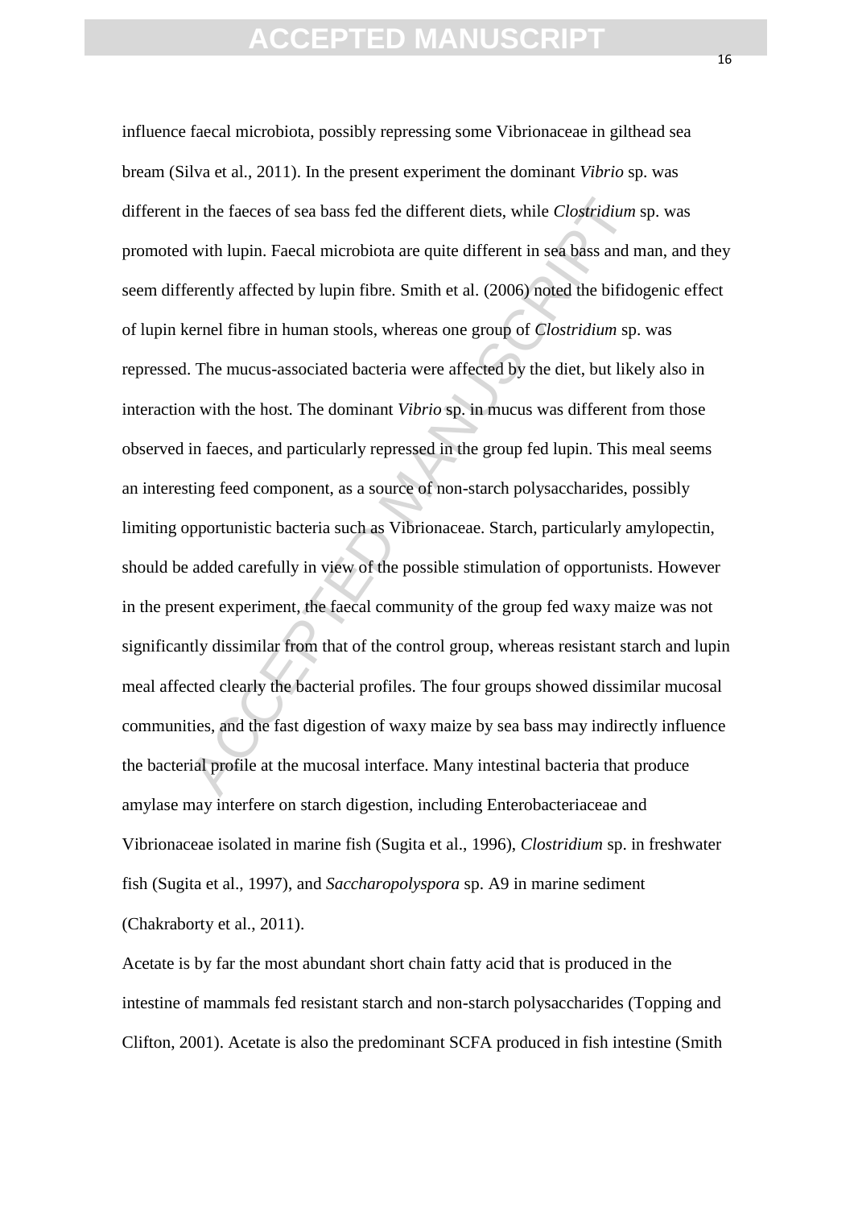influence faecal microbiota, possibly repressing some Vibrionaceae in gilthead sea bream (Silva et al., 2011). In the present experiment the dominant *Vibrio* sp. was different in the faeces of sea bass fed the different diets, while *Clostridium* sp. was promoted with lupin. Faecal microbiota are quite different in sea bass and man, and they seem differently affected by lupin fibre. Smith et al. (2006) noted the bifidogenic effect of lupin kernel fibre in human stools, whereas one group of *Clostridium* sp. was repressed. The mucus-associated bacteria were affected by the diet, but likely also in interaction with the host. The dominant *Vibrio* sp. in mucus was different from those observed in faeces, and particularly repressed in the group fed lupin. This meal seems an interesting feed component, as a source of non-starch polysaccharides, possibly limiting opportunistic bacteria such as Vibrionaceae. Starch, particularly amylopectin, should be added carefully in view of the possible stimulation of opportunists. However in the present experiment, the faecal community of the group fed waxy maize was not significantly dissimilar from that of the control group, whereas resistant starch and lupin meal affected clearly the bacterial profiles. The four groups showed dissimilar mucosal communities, and the fast digestion of waxy maize by sea bass may indirectly influence the bacterial profile at the mucosal interface. Many intestinal bacteria that produce amylase may interfere on starch digestion, including Enterobacteriaceae and Vibrionaceae isolated in marine fish (Sugita et al., 1996), *Clostridium* sp. in freshwater fish (Sugita et al., 1997), and *Saccharopolyspora* sp. A9 in marine sediment (Chakraborty et al., 2011).

Acetate is by far the most abundant short chain fatty acid that is produced in the intestine of mammals fed resistant starch and non-starch polysaccharides (Topping and Clifton, 2001). Acetate is also the predominant SCFA produced in fish intestine (Smith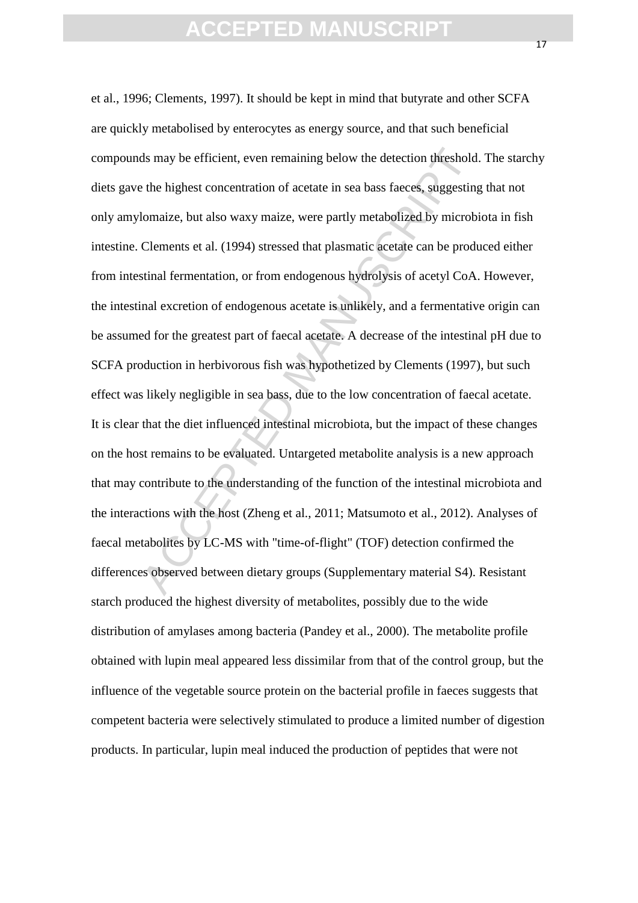et al., 1996; Clements, 1997). It should be kept in mind that butyrate and other SCFA are quickly metabolised by enterocytes as energy source, and that such beneficial compounds may be efficient, even remaining below the detection threshold. The starchy diets gave the highest concentration of acetate in sea bass faeces, suggesting that not only amylomaize, but also waxy maize, were partly metabolized by microbiota in fish intestine. Clements et al. (1994) stressed that plasmatic acetate can be produced either from intestinal fermentation, or from endogenous hydrolysis of acetyl CoA. However, the intestinal excretion of endogenous acetate is unlikely, and a fermentative origin can be assumed for the greatest part of faecal acetate. A decrease of the intestinal pH due to SCFA production in herbivorous fish was hypothetized by Clements (1997), but such effect was likely negligible in sea bass, due to the low concentration of faecal acetate. It is clear that the diet influenced intestinal microbiota, but the impact of these changes on the host remains to be evaluated. Untargeted metabolite analysis is a new approach that may contribute to the understanding of the function of the intestinal microbiota and the interactions with the host (Zheng et al., 2011; Matsumoto et al., 2012). Analyses of faecal metabolites by LC-MS with "time-of-flight" (TOF) detection confirmed the differences observed between dietary groups (Supplementary material S4). Resistant starch produced the highest diversity of metabolites, possibly due to the wide distribution of amylases among bacteria (Pandey et al., 2000). The metabolite profile obtained with lupin meal appeared less dissimilar from that of the control group, but the influence of the vegetable source protein on the bacterial profile in faeces suggests that competent bacteria were selectively stimulated to produce a limited number of digestion products. In particular, lupin meal induced the production of peptides that were not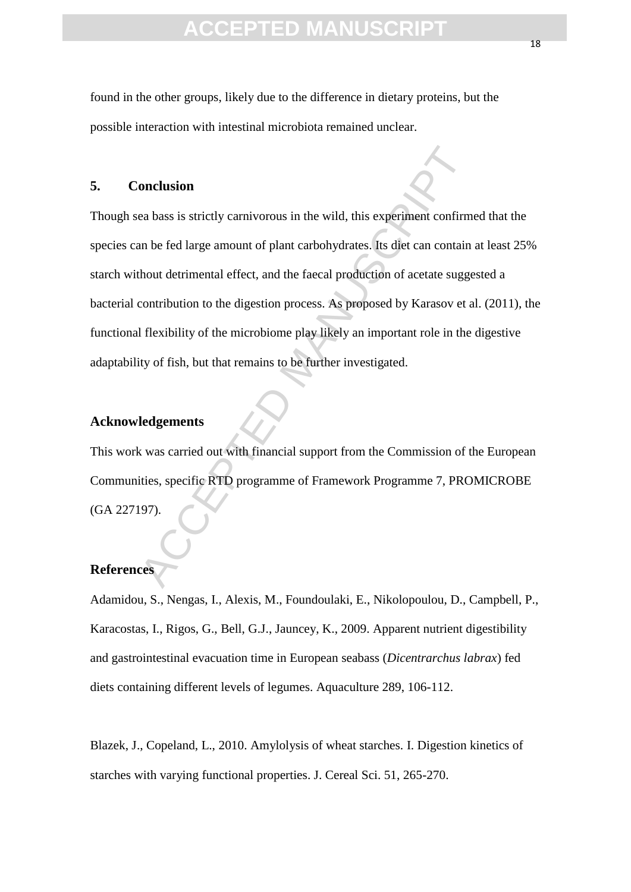found in the other groups, likely due to the difference in dietary proteins, but the possible interaction with intestinal microbiota remained unclear.

## 5. Conclusion

Though sea bass is strictly carnivorous in the wild, this experiment confirmed that the species can be fed large amount of plant carbohydrates. Its diet can contain at least 25% starch without detrimental effect, and the faecal production of acetate suggested a bacterial contribution to the digestion process. As proposed by Karasov et al. (2011), the functional flexibility of the microbiome play likely an important role in the digestive adaptability of fish, but that remains to be further investigated.

## Acknowledgements

This work was carried out with financial support from the Commission of the European Communities, specific RTD programme of Framework Programme 7, PROMICROBE (GA 227197).

## References

Adamidou, S., Nengas, I., Alexis, M., Foundoulaki, E., Nikolopoulou, D., Campbell, P., Karacostas, I., Rigos, G., Bell, G.J., Jauncey, K., 2009. Apparent nutrient digestibility and gastrointestinal evacuation time in European seabass (*Dicentrarchus labrax*) fed diets containing different levels of legumes. Aquaculture 289, 106-112.

Blazek, J., Copeland, L., 2010. Amylolysis of wheat starches. I. Digestion kinetics of starches with varying functional properties. J. Cereal Sci. 51, 265-270.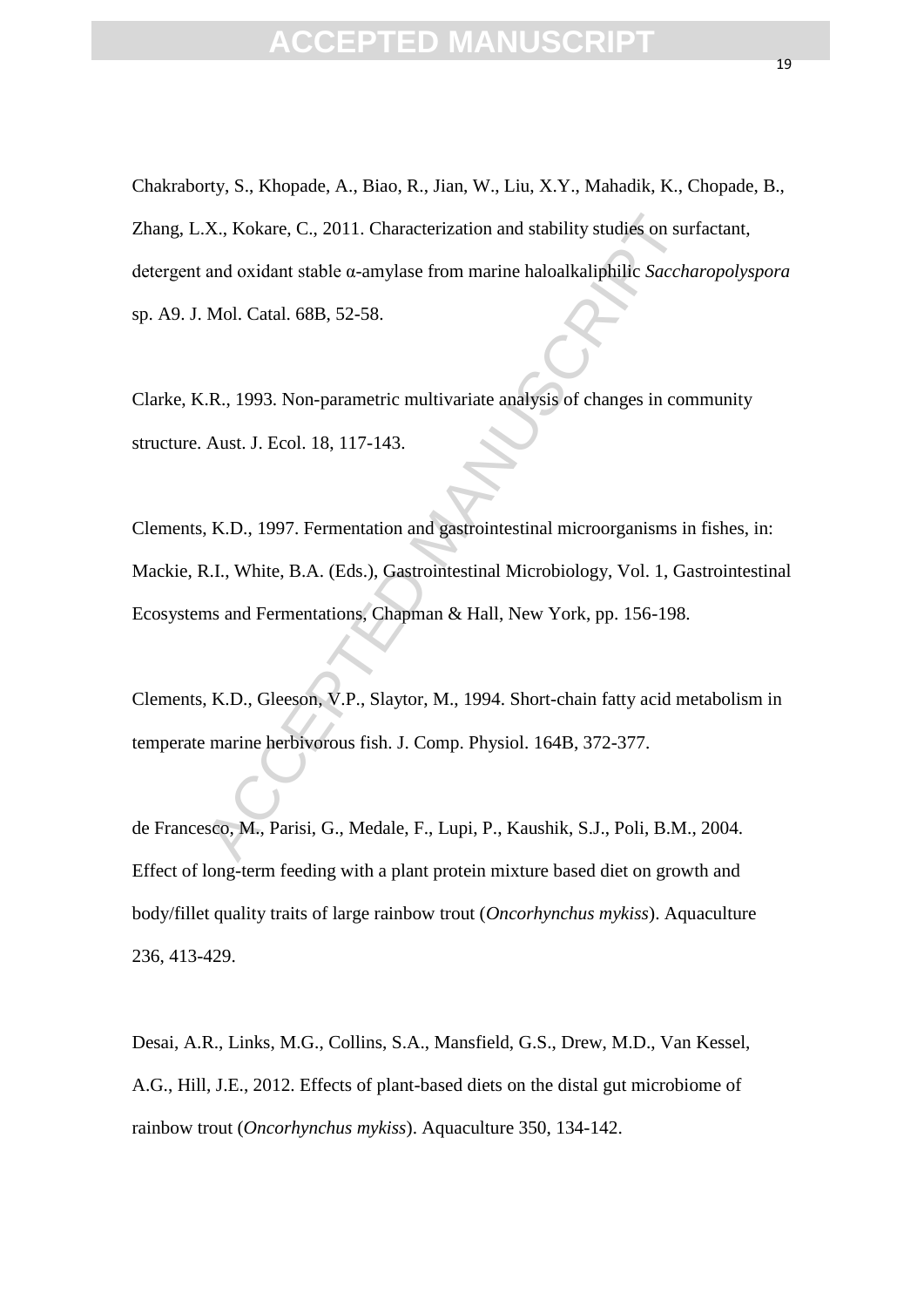Chakraborty, S., Khopade, A., Biao, R., Jian, W., Liu, X.Y., Mahadik, K., Chopade, B., Zhang, L.X., Kokare, C., 2011. Characterization and stability studies on surfactant, detergent and oxidant stable α-amylase from marine haloalkaliphilic *Saccharopolyspora* sp. A9. J. Mol. Catal. 68B, 52-58.

Clarke, K.R., 1993. Non-parametric multivariate analysis of changes in community structure. Aust. J. Ecol. 18, 117-143.

Clements, K.D., 1997. Fermentation and gastrointestinal microorganisms in fishes, in: Mackie, R.I., White, B.A. (Eds.), Gastrointestinal Microbiology, Vol. 1, Gastrointestinal Ecosystems and Fermentations, Chapman & Hall, New York, pp. 156-198.

Clements, K.D., Gleeson, V.P., Slaytor, M., 1994. Short-chain fatty acid metabolism in temperate marine herbivorous fish. J. Comp. Physiol. 164B, 372-377.

de Francesco, M., Parisi, G., Medale, F., Lupi, P., Kaushik, S.J., Poli, B.M., 2004. Effect of long-term feeding with a plant protein mixture based diet on growth and body/fillet quality traits of large rainbow trout (*Oncorhynchus mykiss*). Aquaculture 236, 413-429.

Desai, A.R., Links, M.G., Collins, S.A., Mansfield, G.S., Drew, M.D., Van Kessel, A.G., Hill, J.E., 2012. Effects of plant-based diets on the distal gut microbiome of rainbow trout (*Oncorhynchus mykiss*). Aquaculture 350, 134-142.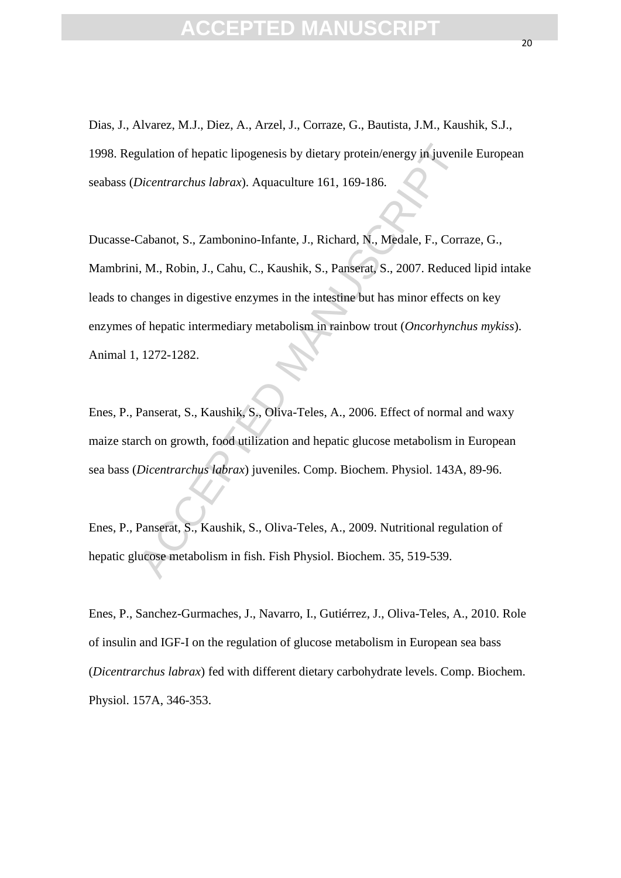Dias, J., Alvarez, M.J., Diez, A., Arzel, J., Corraze, G., Bautista, J.M., Kaushik, S.J., 1998. Regulation of hepatic lipogenesis by dietary protein/energy in juvenile European seabass (*Dicentrarchus labrax*). Aquaculture 161, 169-186.

Ducasse-Cabanot, S., Zambonino-Infante, J., Richard, N., Medale, F., Corraze, G., Mambrini, M., Robin, J., Cahu, C., Kaushik, S., Panserat, S., 2007. Reduced lipid intake leads to changes in digestive enzymes in the intestine but has minor effects on key enzymes of hepatic intermediary metabolism in rainbow trout (*Oncorhynchus mykiss*). Animal 1, 1272-1282.

Enes, P., Panserat, S., Kaushik, S., Oliva-Teles, A., 2006. Effect of normal and waxy maize starch on growth, food utilization and hepatic glucose metabolism in European sea bass (*Dicentrarchus labrax*) juveniles. Comp. Biochem. Physiol. 143A, 89-96.

Enes, P., Panserat, S., Kaushik, S., Oliva-Teles, A., 2009. Nutritional regulation of hepatic glucose metabolism in fish. Fish Physiol. Biochem. 35, 519-539.

Enes, P., Sanchez-Gurmaches, J., Navarro, I., Gutiérrez, J., Oliva-Teles, A., 2010. Role of insulin and IGF-I on the regulation of glucose metabolism in European sea bass (*Dicentrarchus labrax*) fed with different dietary carbohydrate levels. Comp. Biochem. Physiol. 157A, 346-353.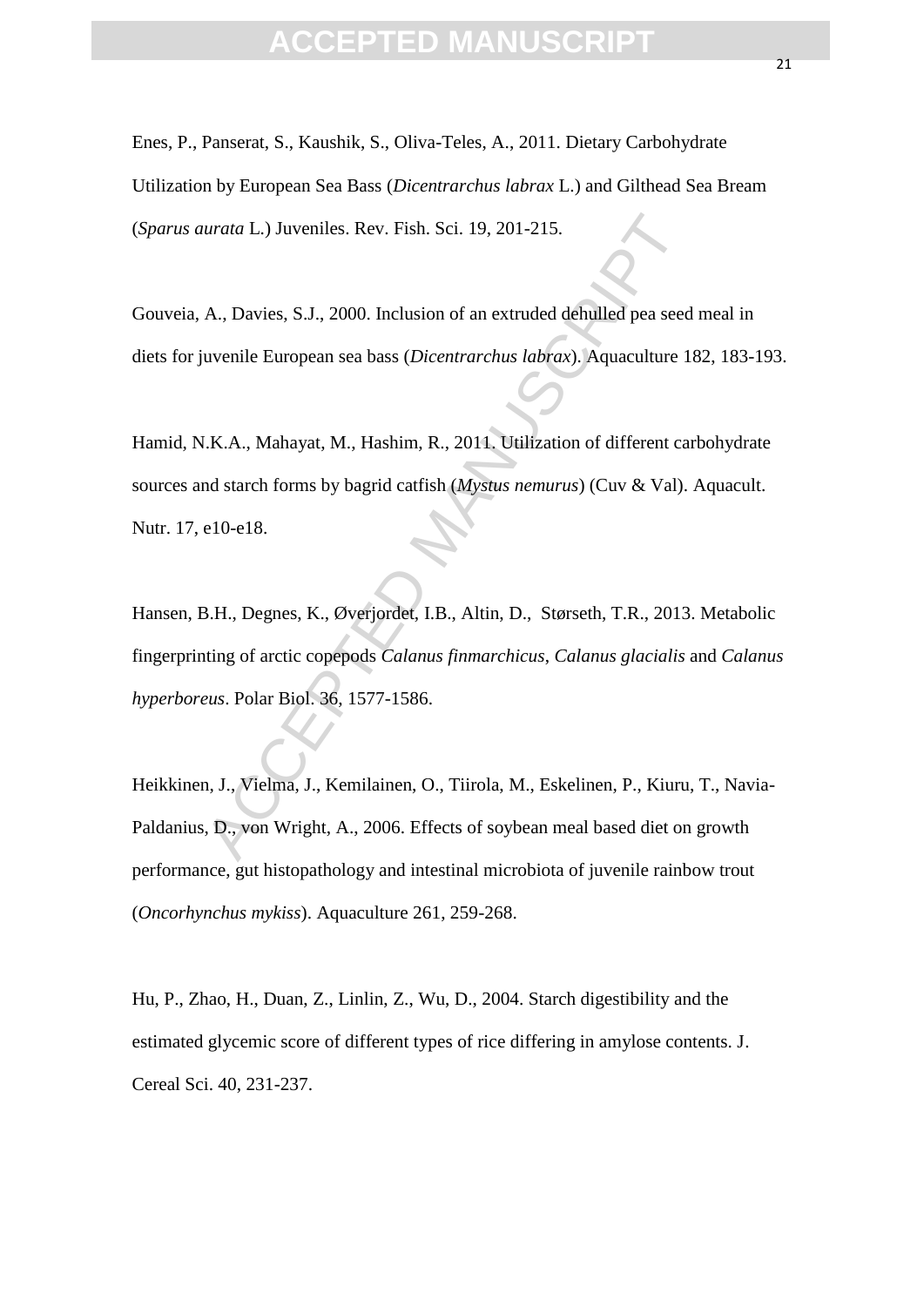Enes, P., Panserat, S., Kaushik, S., Oliva-Teles, A., 2011. Dietary Carbohydrate Utilization by European Sea Bass (*Dicentrarchus labrax* L.) and Gilthead Sea Bream (*Sparus aurata* L.) Juveniles. Rev. Fish. Sci. 19, 201-215.

Gouveia, A., Davies, S.J., 2000. Inclusion of an extruded dehulled pea seed meal in diets for juvenile European sea bass (*Dicentrarchus labrax*). Aquaculture 182, 183-193.

Hamid, N.K.A., Mahayat, M., Hashim, R., 2011. Utilization of different carbohydrate sources and starch forms by bagrid catfish (*Mystus nemurus*) (Cuv & Val). Aquacult. Nutr. 17, e10-e18.

Hansen, B.H., Degnes, K., Øverjordet, I.B., Altin, D., Størseth, T.R., 2013. Metabolic fingerprinting of arctic copepods *Calanus finmarchicus*, *Calanus glacialis* and *Calanus hyperboreus*. Polar Biol. 36, 1577-1586.

Heikkinen, J., Vielma, J., Kemilainen, O., Tiirola, M., Eskelinen, P., Kiuru, T., Navia-Paldanius, D., von Wright, A., 2006. Effects of soybean meal based diet on growth performance, gut histopathology and intestinal microbiota of juvenile rainbow trout (*Oncorhynchus mykiss*). Aquaculture 261, 259-268.

Hu, P., Zhao, H., Duan, Z., Linlin, Z., Wu, D., 2004. Starch digestibility and the estimated glycemic score of different types of rice differing in amylose contents. J. Cereal Sci. 40, 231-237.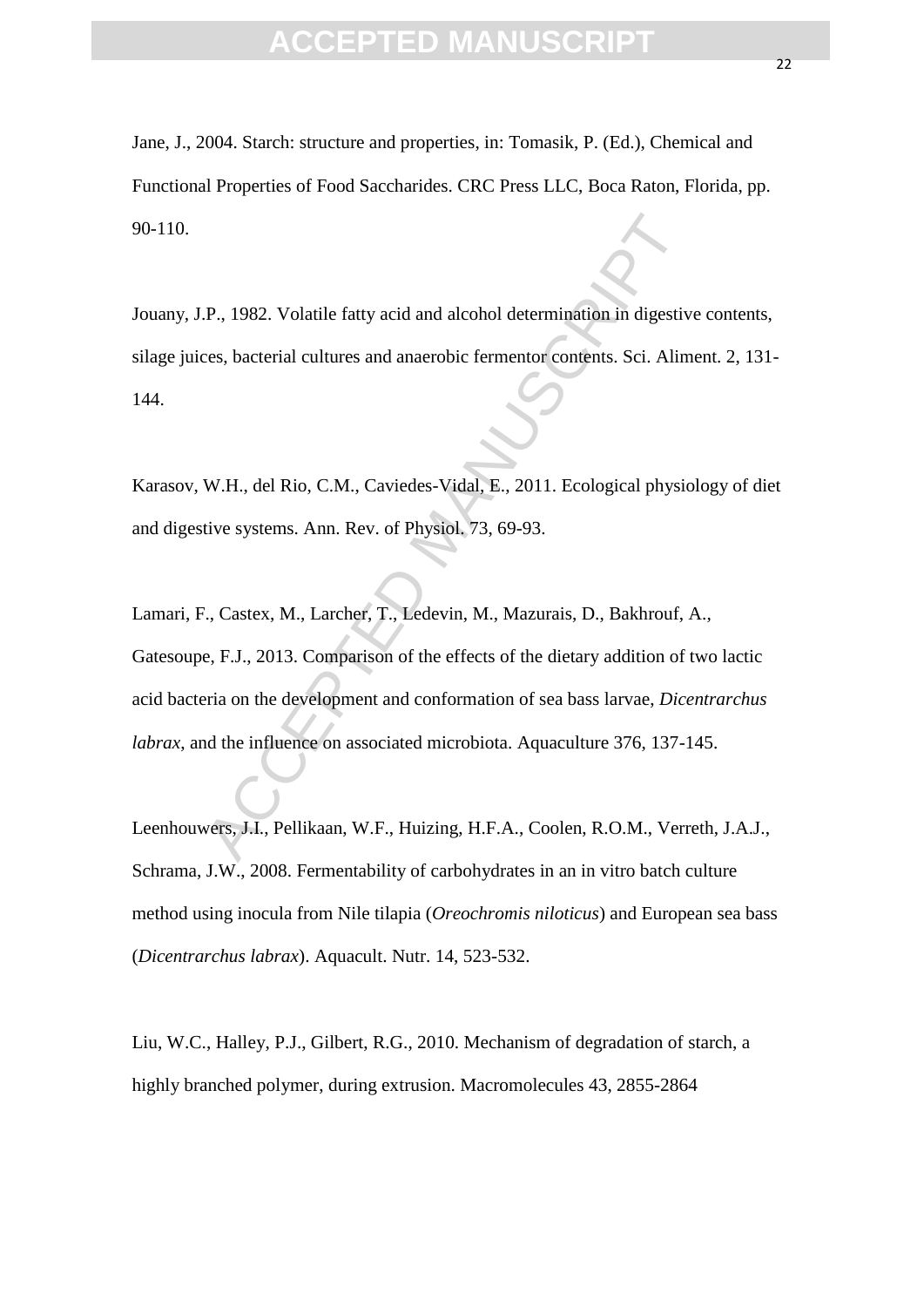Jane, J., 2004. Starch: structure and properties, in: Tomasik, P. (Ed.), Chemical and Functional Properties of Food Saccharides. CRC Press LLC, Boca Raton, Florida, pp. 90-110.

Jouany, J.P., 1982. Volatile fatty acid and alcohol determination in digestive contents, silage juices, bacterial cultures and anaerobic fermentor contents. Sci. Aliment. 2, 131-144.

Karasov, W.H., del Rio, C.M., Caviedes-Vidal, E., 2011. Ecological physiology of diet and digestive systems. Ann. Rev. of Physiol. 73, 69-93.

Lamari, F., Castex, M., Larcher, T., Ledevin, M., Mazurais, D., Bakhrouf, A., Gatesoupe, F.J., 2013. Comparison of the effects of the dietary addition of two lactic acid bacteria on the development and conformation of sea bass larvae, *Dicentrarchus labrax*, and the influence on associated microbiota. Aquaculture 376, 137-145.

Leenhouwers, J.I., Pellikaan, W.F., Huizing, H.F.A., Coolen, R.O.M., Verreth, J.A.J., Schrama, J.W., 2008. Fermentability of carbohydrates in an in vitro batch culture method using inocula from Nile tilapia (*Oreochromis niloticus*) and European sea bass (*Dicentrarchus labrax*). Aquacult. Nutr. 14, 523-532.

Liu, W.C., Halley, P.J., Gilbert, R.G., 2010. Mechanism of degradation of starch, a highly branched polymer, during extrusion. Macromolecules 43, 2855-2864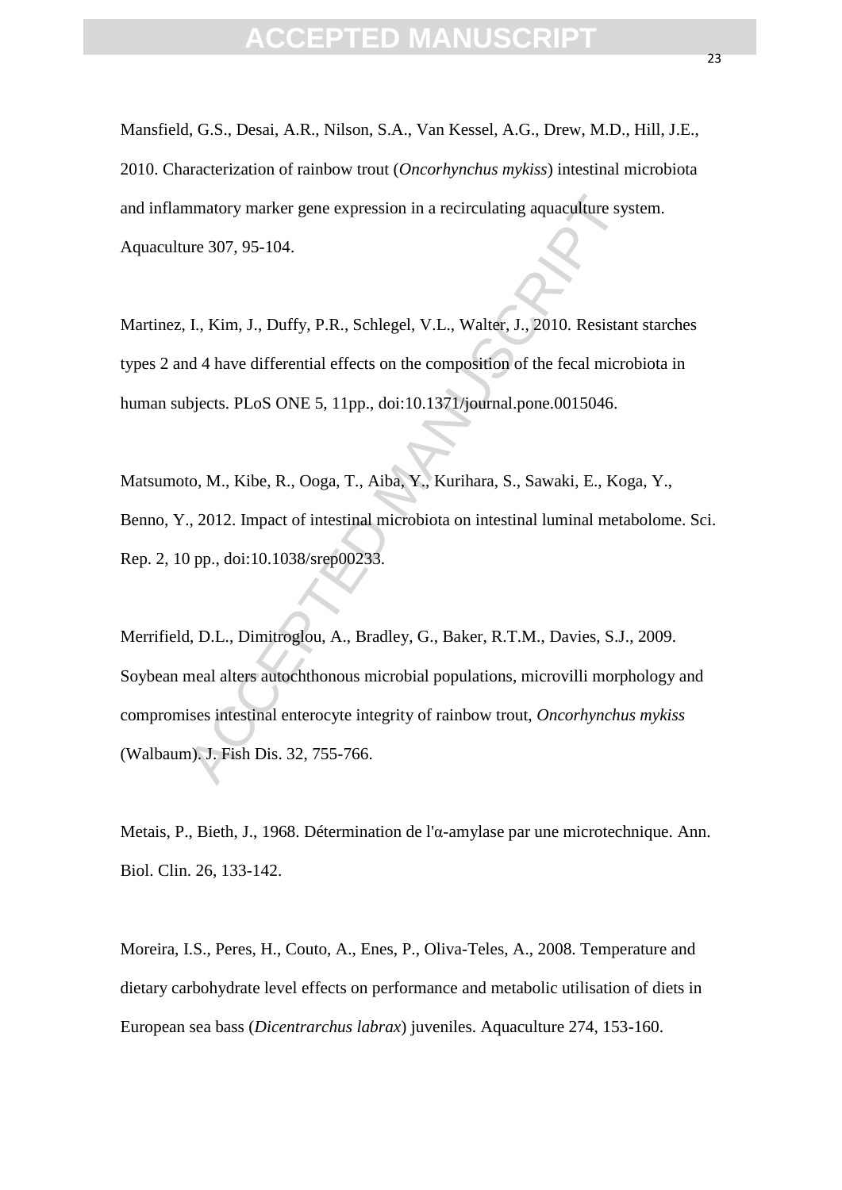Mansfield, G.S., Desai, A.R., Nilson, S.A., Van Kessel, A.G., Drew, M.D., Hill, J.E., 2010. Characterization of rainbow trout (*Oncorhynchus mykiss*) intestinal microbiota and inflammatory marker gene expression in a recirculating aquaculture system. Aquaculture 307, 95-104.

Martinez, I., Kim, J., Duffy, P.R., Schlegel, V.L., Walter, J., 2010. Resistant starches types 2 and 4 have differential effects on the composition of the fecal microbiota in human subjects. PLoS ONE 5, 11pp., doi:10.1371/journal.pone.0015046.

Matsumoto, M., Kibe, R., Ooga, T., Aiba, Y., Kurihara, S., Sawaki, E., Koga, Y., Benno, Y., 2012. Impact of intestinal microbiota on intestinal luminal metabolome. Sci. Rep. 2, 10 pp., doi:10.1038/srep00233.

Merrifield, D.L., Dimitroglou, A., Bradley, G., Baker, R.T.M., Davies, S.J., 2009. Soybean meal alters autochthonous microbial populations, microvilli morphology and compromises intestinal enterocyte integrity of rainbow trout, *Oncorhynchus mykiss* (Walbaum). J. Fish Dis. 32, 755-766.

Metais, P., Bieth, J., 1968. Détermination de l'α-amylase par une microtechnique. Ann. Biol. Clin. 26, 133-142.

Moreira, I.S., Peres, H., Couto, A., Enes, P., Oliva-Teles, A., 2008. Temperature and dietary carbohydrate level effects on performance and metabolic utilisation of diets in European sea bass (*Dicentrarchus labrax*) juveniles. Aquaculture 274, 153-160.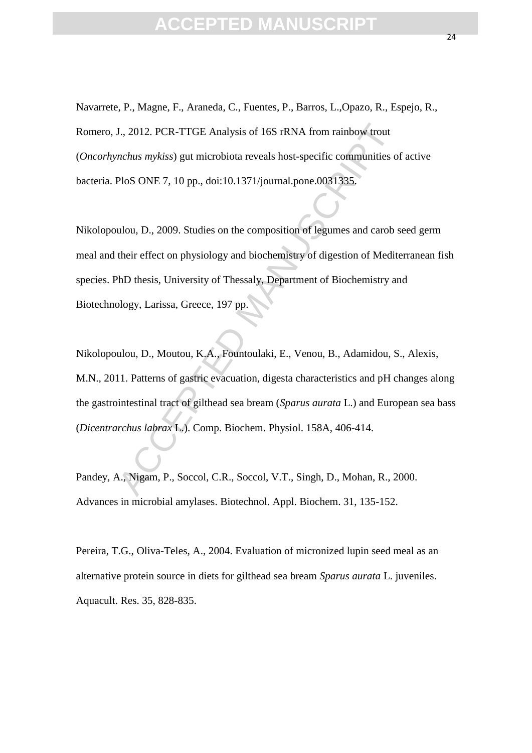Navarrete, P., Magne, F., Araneda, C., Fuentes, P., Barros, L.,Opazo, R., Espejo, R., Romero, J., 2012. PCR-TTGE Analysis of 16S rRNA from rainbow trout (*Oncorhynchus mykiss*) gut microbiota reveals host-specific communities of active bacteria. PloS ONE 7, 10 pp., doi:10.1371/journal.pone.0031335.

Nikolopoulou, D., 2009. Studies on the composition of legumes and carob seed germ meal and their effect on physiology and biochemistry of digestion of Mediterranean fish species. PhD thesis, University of Thessaly, Department of Biochemistry and Biotechnology, Larissa, Greece, 197 pp.

Nikolopoulou, D., Moutou, K.A., Fountoulaki, E., Venou, B., Adamidou, S., Alexis, M.N., 2011. Patterns of gastric evacuation, digesta characteristics and pH changes along the gastrointestinal tract of gilthead sea bream (*Sparus aurata* L.) and European sea bass (*Dicentrarchus labrax* L.). Comp. Biochem. Physiol. 158A, 406-414.

Pandey, A., Nigam, P., Soccol, C.R., Soccol, V.T., Singh, D., Mohan, R., 2000. Advances in microbial amylases. Biotechnol. Appl. Biochem. 31, 135-152.

Pereira, T.G., Oliva-Teles, A., 2004. Evaluation of micronized lupin seed meal as an alternative protein source in diets for gilthead sea bream *Sparus aurata* L. juveniles. Aquacult. Res. 35, 828-835.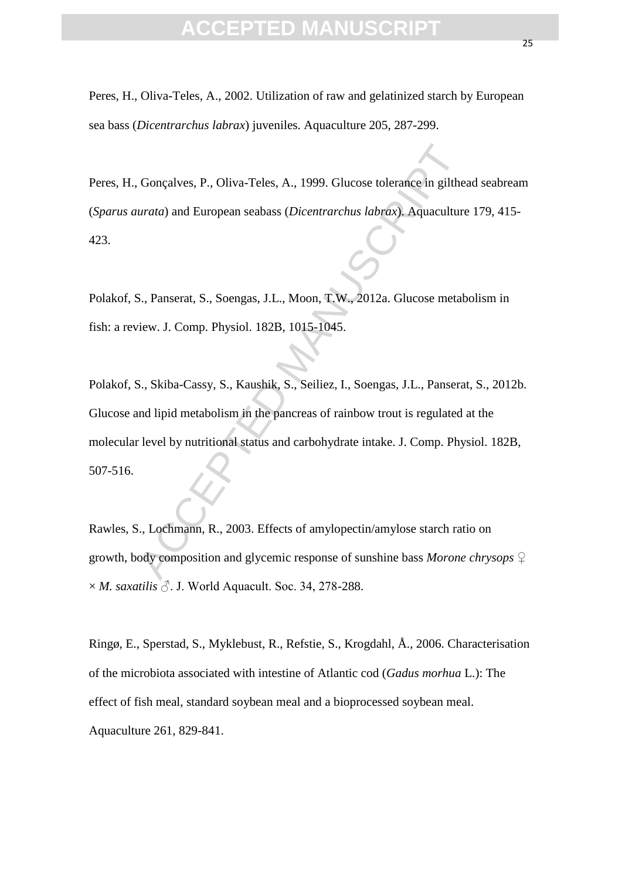Peres, H., Oliva-Teles, A., 2002. Utilization of raw and gelatinized starch by European sea bass (*Dicentrarchus labrax*) juveniles. Aquaculture 205, 287-299.

Peres, H., Gonçalves, P., Oliva-Teles, A., 1999. Glucose tolerance in gilthead seabream (*Sparus aurata*) and European seabass (*Dicentrarchus labrax*). Aquaculture 179, 415-423.

Polakof, S., Panserat, S., Soengas, J.L., Moon, T.W., 2012a. Glucose metabolism in fish: a review. J. Comp. Physiol. 182B, 1015-1045.

Polakof, S., Skiba-Cassy, S., Kaushik, S., Seiliez, I., Soengas, J.L., Panserat, S., 2012b. Glucose and lipid metabolism in the pancreas of rainbow trout is regulated at the molecular level by nutritional status and carbohydrate intake. J. Comp. Physiol. 182B, 507-516.

Rawles, S., Lochmann, R., 2003. Effects of amylopectin/amylose starch ratio on growth, body composition and glycemic response of sunshine bass *Morone chrysops* ♀ × *M. saxatilis* ♂. J. World Aquacult. Soc. 34, 278-288.

Ringø, E., Sperstad, S., Myklebust, R., Refstie, S., Krogdahl, Å., 2006. Characterisation of the microbiota associated with intestine of Atlantic cod (*Gadus morhua* L.): The effect of fish meal, standard soybean meal and a bioprocessed soybean meal. Aquaculture 261, 829-841.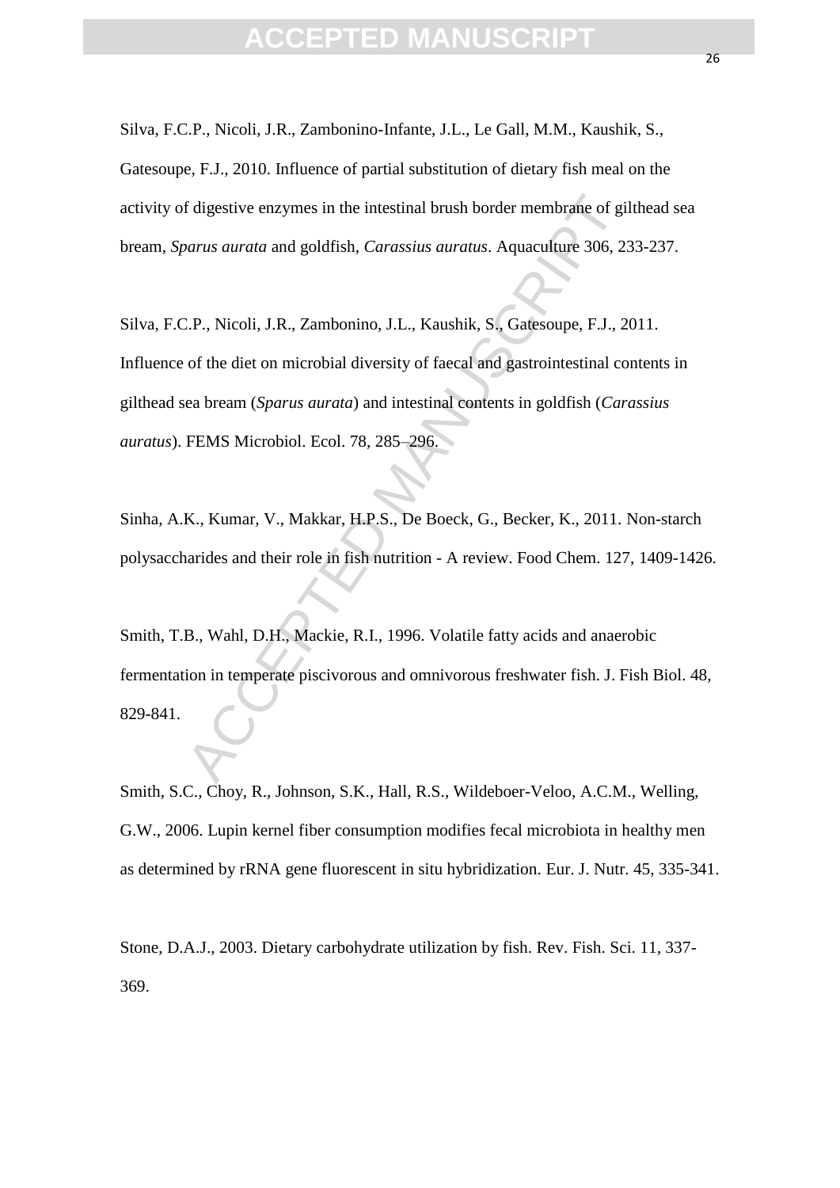Silva, F.C.P., Nicoli, J.R., Zambonino-Infante, J.L., Le Gall, M.M., Kaushik, S., Gatesoupe, F.J., 2010. Influence of partial substitution of dietary fish meal on the activity of digestive enzymes in the intestinal brush border membrane of gilthead sea bream, *Sparus aurata* and goldfish, *Carassius auratus*. Aquaculture 306, 233-237.

Silva, F.C.P., Nicoli, J.R., Zambonino, J.L., Kaushik, S., Gatesoupe, F.J., 2011. Influence of the diet on microbial diversity of faecal and gastrointestinal contents in gilthead sea bream (*Sparus aurata*) and intestinal contents in goldfish (*Carassius auratus*). FEMS Microbiol. Ecol. 78, 285–296.

Sinha, A.K., Kumar, V., Makkar, H.P.S., De Boeck, G., Becker, K., 2011. Non-starch polysaccharides and their role in fish nutrition - A review. Food Chem. 127, 1409-1426.

Smith, T.B., Wahl, D.H., Mackie, R.I., 1996. Volatile fatty acids and anaerobic fermentation in temperate piscivorous and omnivorous freshwater fish. J. Fish Biol. 48, 829-841.

Smith, S.C., Choy, R., Johnson, S.K., Hall, R.S., Wildeboer-Veloo, A.C.M., Welling, G.W., 2006. Lupin kernel fiber consumption modifies fecal microbiota in healthy men as determined by rRNA gene fluorescent in situ hybridization. Eur. J. Nutr. 45, 335-341.

Stone, D.A.J., 2003. Dietary carbohydrate utilization by fish. Rev. Fish. Sci. 11, 337-369.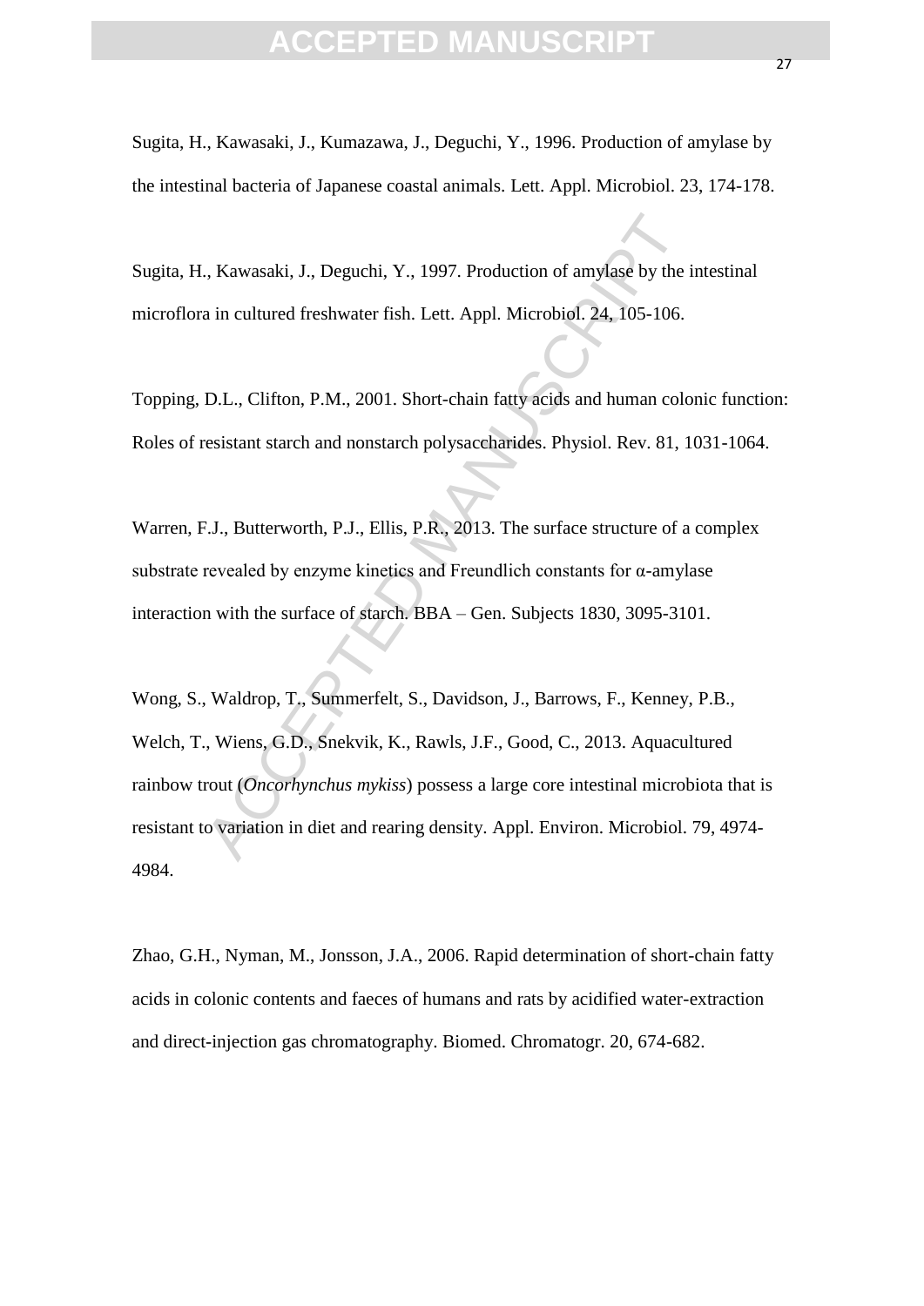Sugita, H., Kawasaki, J., Kumazawa, J., Deguchi, Y., 1996. Production of amylase by the intestinal bacteria of Japanese coastal animals. Lett. Appl. Microbiol. 23, 174-178.

Sugita, H., Kawasaki, J., Deguchi, Y., 1997. Production of amylase by the intestinal microflora in cultured freshwater fish. Lett. Appl. Microbiol. 24, 105-106.

Topping, D.L., Clifton, P.M., 2001. Short-chain fatty acids and human colonic function: Roles of resistant starch and nonstarch polysaccharides. Physiol. Rev. 81, 1031-1064.

Warren, F.J., Butterworth, P.J., Ellis, P.R., 2013. The surface structure of a complex substrate revealed by enzyme kinetics and Freundlich constants for α-amylase interaction with the surface of starch. BBA – Gen. Subjects 1830, 3095-3101.

Wong, S., Waldrop, T., Summerfelt, S., Davidson, J., Barrows, F., Kenney, P.B., Welch, T., Wiens, G.D., Snekvik, K., Rawls, J.F., Good, C., 2013. Aquacultured rainbow trout (*Oncorhynchus mykiss*) possess a large core intestinal microbiota that is resistant to variation in diet and rearing density. Appl. Environ. Microbiol. 79, 4974-4984.

Zhao, G.H., Nyman, M., Jonsson, J.A., 2006. Rapid determination of short-chain fatty acids in colonic contents and faeces of humans and rats by acidified water-extraction and direct-injection gas chromatography. Biomed. Chromatogr. 20, 674-682.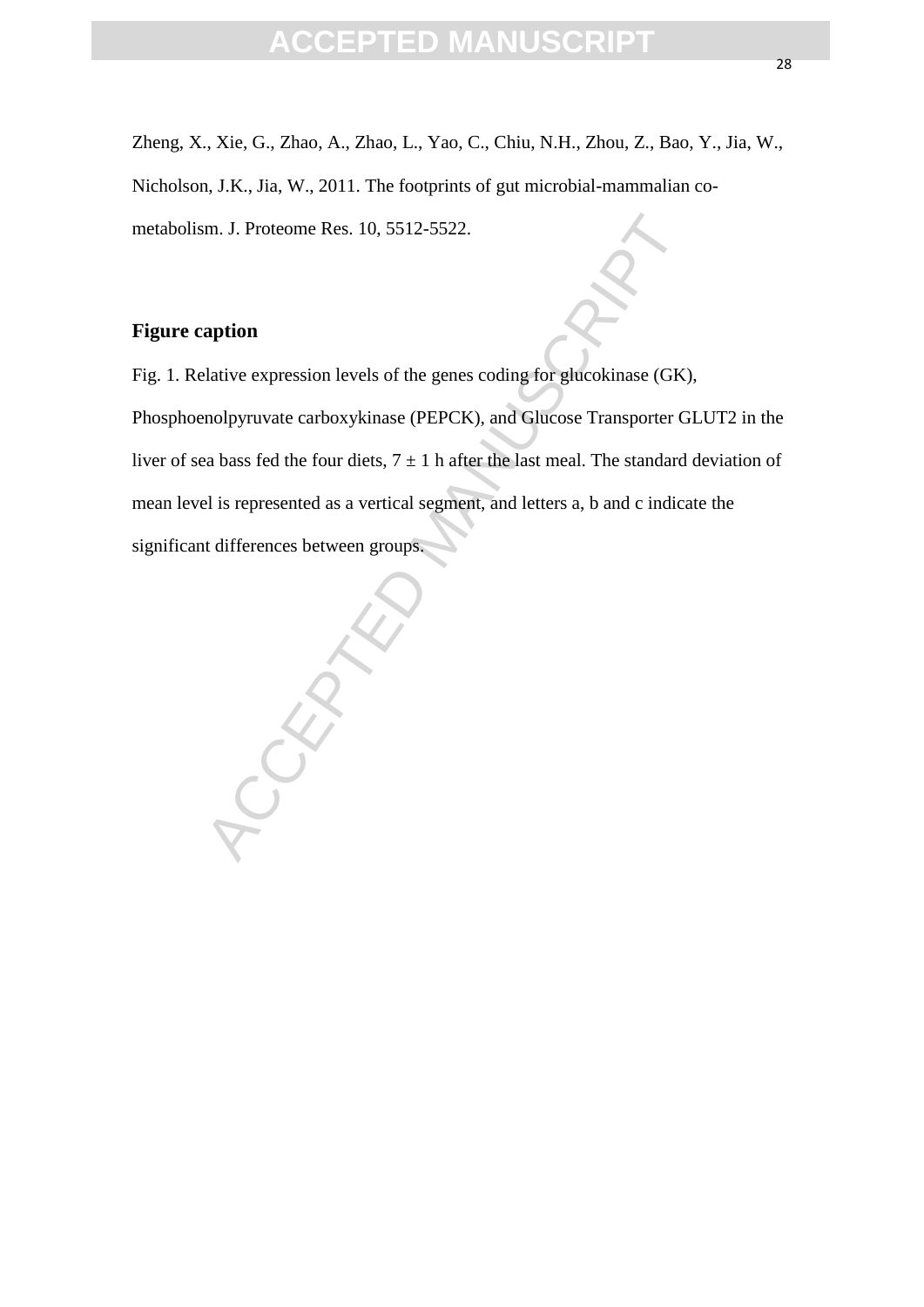Zheng, X., Xie, G., Zhao, A., Zhao, L., Yao, C., Chiu, N.H., Zhou, Z., Bao, Y., Jia, W., Nicholson, J.K., Jia, W., 2011. The footprints of gut microbial-mammalian co-metabolism. J. Proteome Res. 10, 5512-5522.

## Figure caption

Fig. 1. Relative expression levels of the genes coding for glucokinase (GK), Phosphoenolpyruvate carboxykinase (PEPCK), and Glucose Transporter GLUT2 in the liver of sea bass fed the four diets, $7 \pm 1$ h after the last meal. The standard deviation of mean level is represented as a vertical segment, and letters a, b and c indicate the significant differences between groups.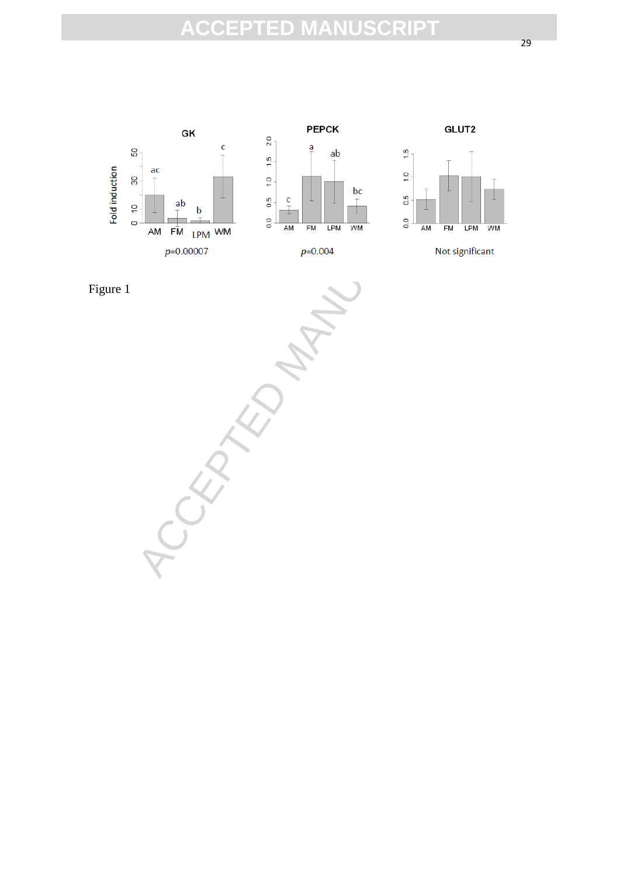Figure 1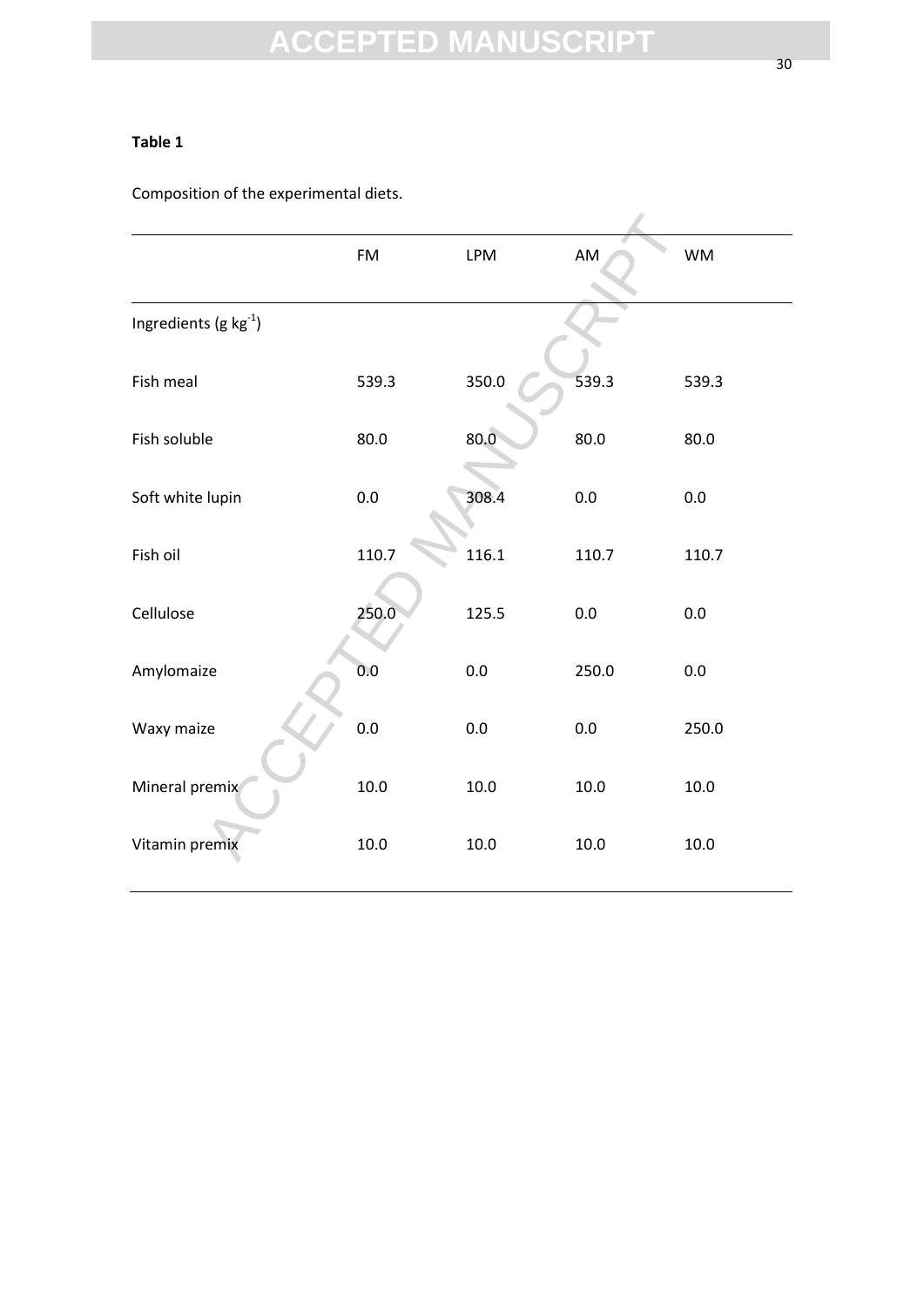**Table 1**

Composition of the experimental diets.

| | FM | LPM | AM | WM |
|---|---|---|---|---|
| Ingredients (g $kg^{-1}$) | | | | |
| Fish meal | 539.3 | 350.0 | 539.3 | 539.3 |
| Fish soluble | 80.0 | 80.0 | 80.0 | 80.0 |
| Soft white lupin | 0.0 | 308.4 | 0.0 | 0.0 |
| Fish oil | 110.7 | 116.1 | 110.7 | 110.7 |
| Cellulose | 250.0 | 125.5 | 0.0 | 0.0 |
| Amylomaize | 0.0 | 0.0 | 250.0 | 0.0 |
| Waxy maize | 0.0 | 0.0 | 0.0 | 250.0 |
| Mineral premix | 10.0 | 10.0 | 10.0 | 10.0 |
| Vitamin premix | 10.0 | 10.0 | 10.0 | 10.0 |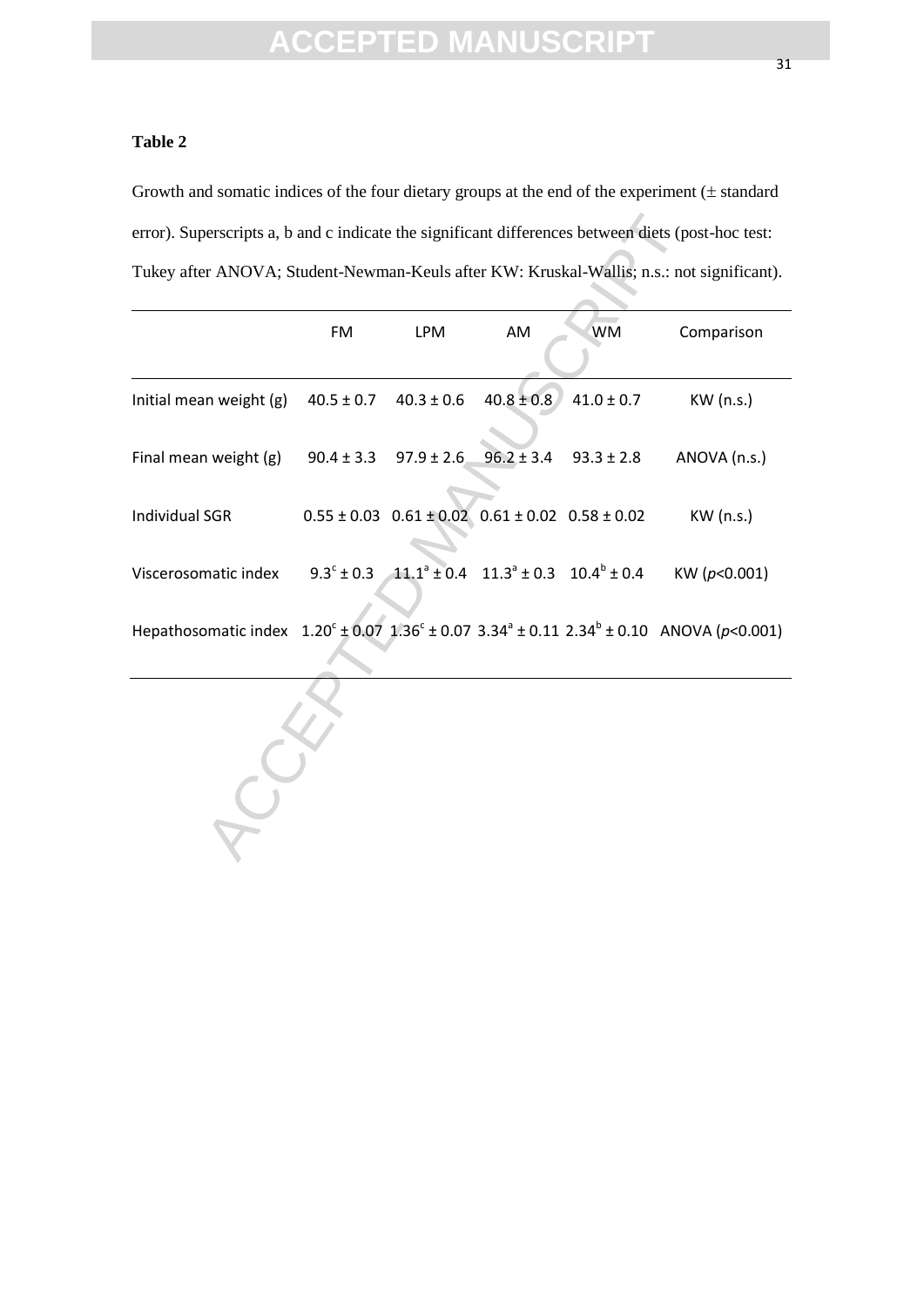**Table 2**

Growth and somatic indices of the four dietary groups at the end of the experiment (± standard error). Superscripts a, b and c indicate the significant differences between diets (post-hoc test: Tukey after ANOVA; Student-Newman-Keuls after KW: Kruskal-Wallis; n.s.: not significant).

| | FM | LPM | AM | WM | Comparison |
|---|---|---|---|---|---|
| Initial mean weight (g) | 40.5 ± 0.7 | 40.3 ± 0.6 | 40.8 ± 0.8 | 41.0 ± 0.7 | KW (n.s.) |
| Final mean weight (g) | 90.4 ± 3.3 | 97.9 ± 2.6 | 96.2 ± 3.4 | 93.3 ± 2.8 | ANOVA (n.s.) |
| Individual SGR | 0.55 ± 0.03 | 0.61 ± 0.02 | 0.61 ± 0.02 | 0.58 ± 0.02 | KW (n.s.) |
| Viscerosomatic index | $9.3^{c}$ ± 0.3 | $11.1^{a}$ ± 0.4 | $11.3^{a}$ ± 0.3 | $10.4^{b}$ ± 0.4 | KW (*p*<0.001) |
| Hepathosomatic index | $1.20^{c}$ ± 0.07 | $1.36^{c}$ ± 0.07 | $3.34^{a}$ ± 0.11 | $2.34^{b}$ ± 0.10 | ANOVA (*p*<0.001) |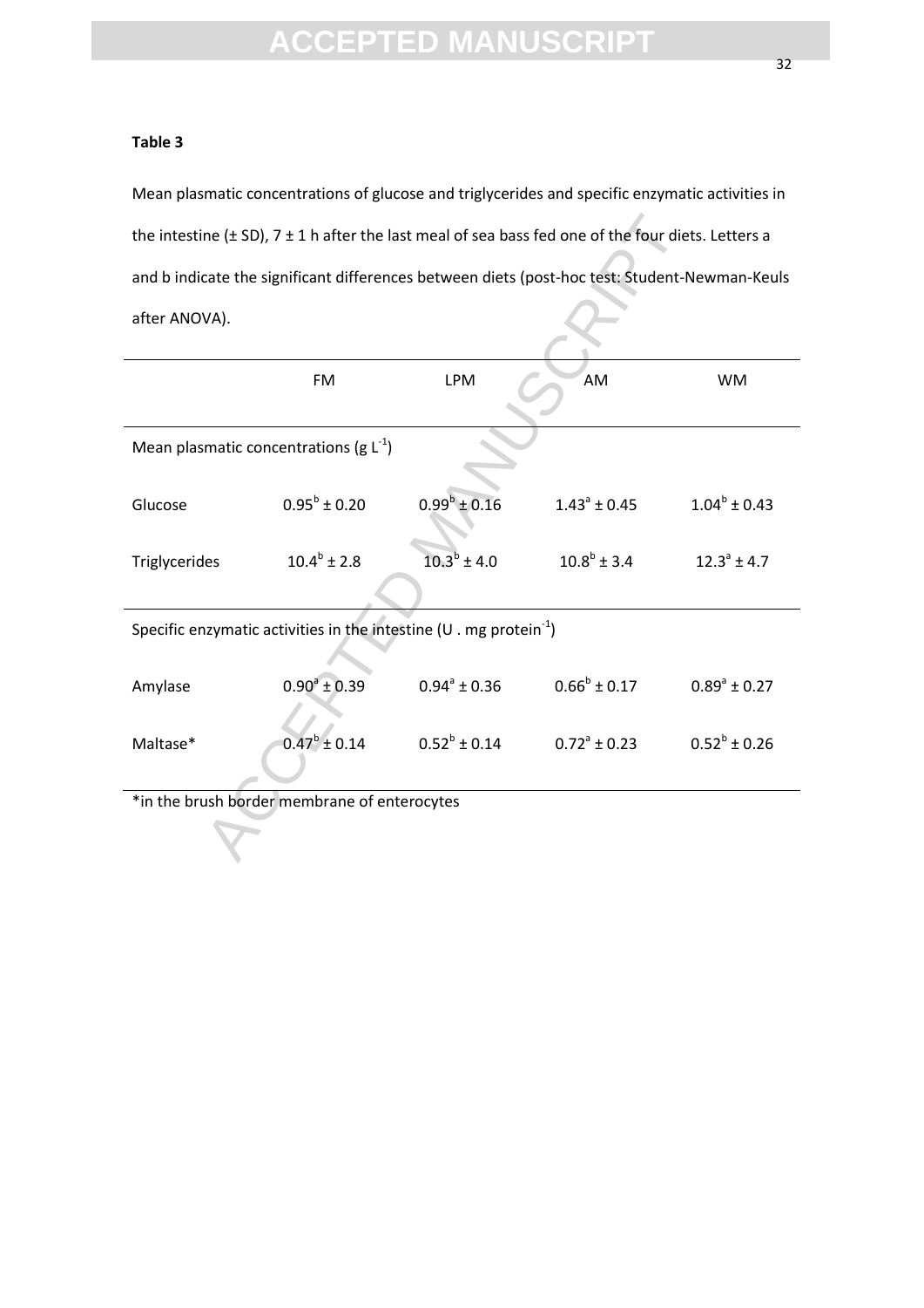**Table 3**

Mean plasmatic concentrations of glucose and triglycerides and specific enzymatic activities in the intestine (± SD), 7 ± 1 h after the last meal of sea bass fed one of the four diets. Letters a and b indicate the significant differences between diets (post-hoc test: Student-Newman-Keuls after ANOVA).

| | FM | LPM | AM | WM |
|---|---|---|---|---|
| Mean plasmatic concentrations (g $L^{-1}$) | | | | |
| Glucose | $0.95^b \pm 0.20$ | $0.99^b \pm 0.16$ | $1.43^a \pm 0.45$ | $1.04^b \pm 0.43$ |
| Triglycerides | $10.4^b \pm 2.8$ | $10.3^b \pm 4.0$ | $10.8^b \pm 3.4$ | $12.3^a \pm 4.7$ |
| Specific enzymatic activities in the intestine (U . mg $protein^{-1}$) | | | | |
| Amylase | $0.90^a \pm 0.39$ | $0.94^a \pm 0.36$ | $0.66^b \pm 0.17$ | $0.89^a \pm 0.27$ |
| Maltase* | $0.47^b \pm 0.14$ | $0.52^b \pm 0.14$ | $0.72^a \pm 0.23$ | $0.52^b \pm 0.26$ |

*in the brush border membrane of enterocytes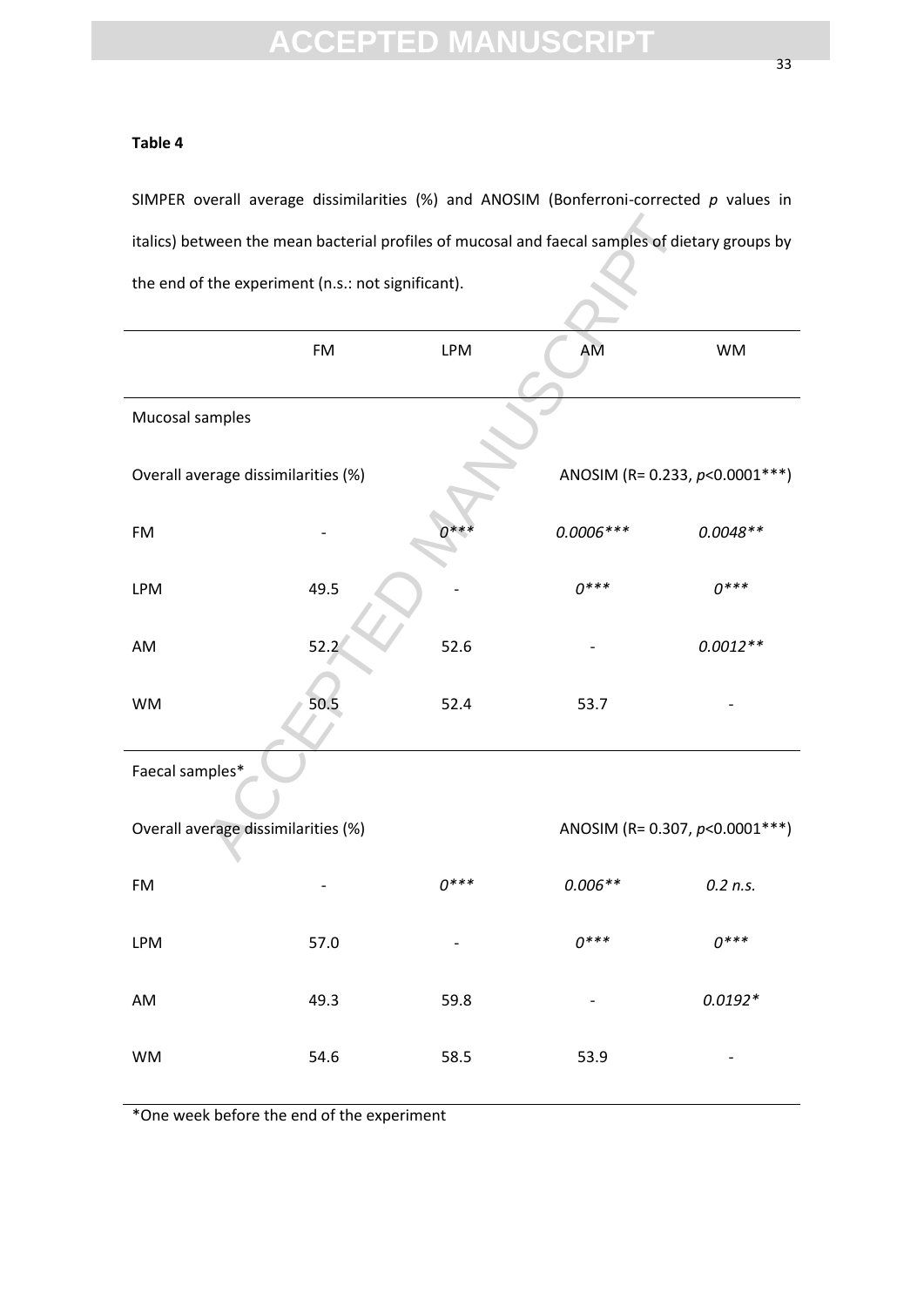**Table 4**

SIMPER overall average dissimilarities (%) and ANOSIM (Bonferroni-corrected *p* values in italics) between the mean bacterial profiles of mucosal and faecal samples of dietary groups by the end of the experiment (n.s.: not significant).

| | FM | LPM | AM | WM |
|---|---|---|---|---|
| Mucosal samples | | | | |
| Overall average dissimilarities (%) | | | ANOSIM (R= 0.233, *p*<0.0001***) | |
| FM | - | *0**** | *0.0006**** | *0.0048*** |
| LPM | 49.5 | - | *0**** | *0**** |
| AM | 52.2 | 52.6 | - | *0.0012*** |
| WM | 50.5 | 52.4 | 53.7 | - |
| Faecal samples* | | | | |
| Overall average dissimilarities (%) | | | ANOSIM (R= 0.307, *p*<0.0001***) | |
| FM | - | *0**** | *0.006*** | *0.2 n.s.* |
| LPM | 57.0 | - | *0**** | *0**** |
| AM | 49.3 | 59.8 | - | *0.0192** |
| WM | 54.6 | 58.5 | 53.9 | - |

*One week before the end of the experiment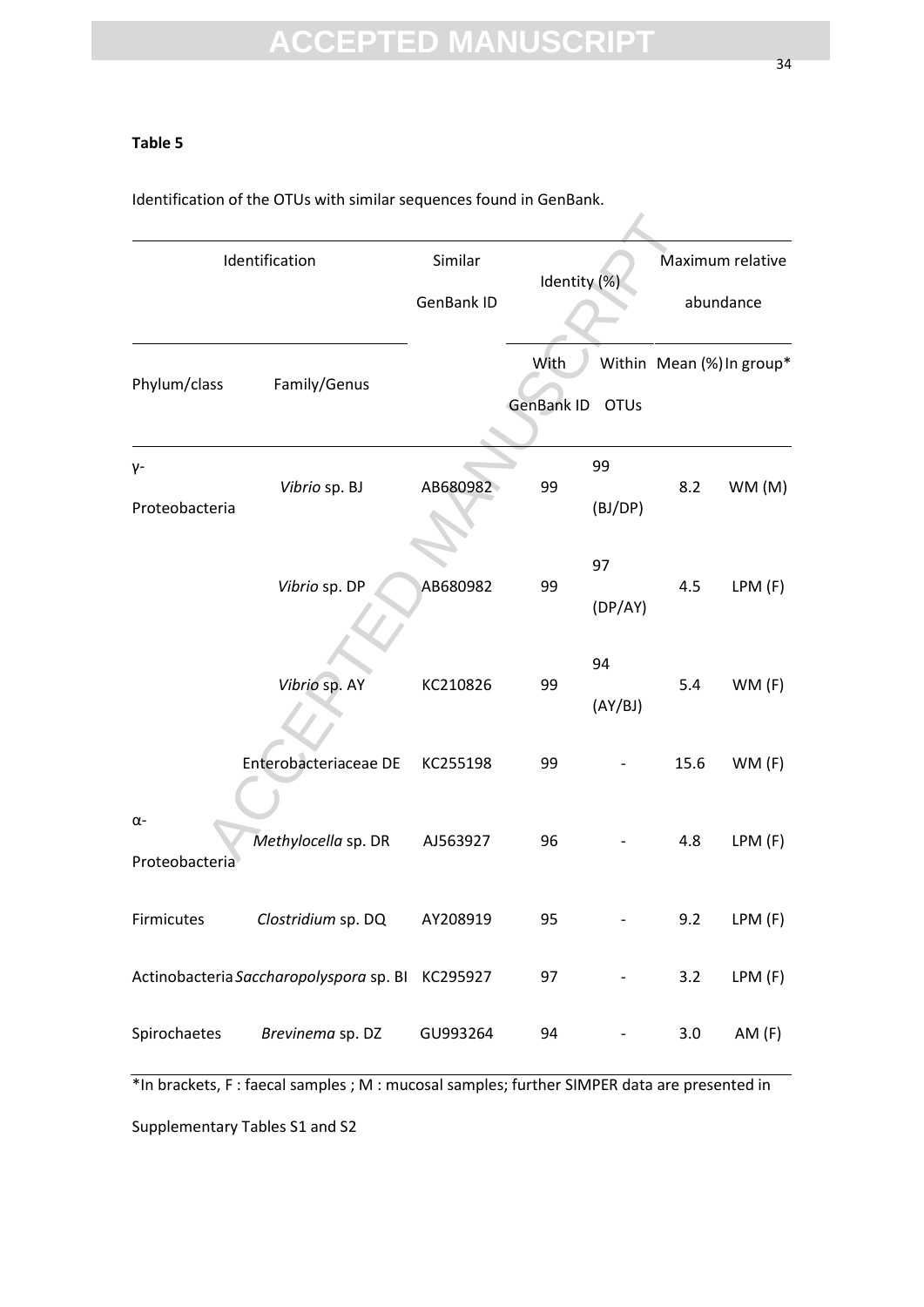**Table 5**

Identification of the OTUs with similar sequences found in GenBank.

| Identification | | Similar GenBank ID | Identity (%) | | Maximum relative abundance | |
|---|---|---|---|---|---|---|
| Phylum/class | Family/Genus | | With GenBank ID | Within OTUs | Mean (%) | In group* |
| γ-Proteobacteria | *Vibrio* sp. BJ | AB680982 | 99 | 99 (BJ/DP) | 8.2 | WM (M) |
| | *Vibrio* sp. DP | AB680982 | 99 | 97 (DP/AY) | 4.5 | LPM (F) |
| | *Vibrio* sp. AY | KC210826 | 99 | 94 (AY/BJ) | 5.4 | WM (F) |
| | Enterobacteriaceae DE | KC255198 | 99 | - | 15.6 | WM (F) |
| α-Proteobacteria | *Methylocella* sp. DR | AJ563927 | 96 | - | 4.8 | LPM (F) |
| Firmicutes | *Clostridium* sp. DQ | AY208919 | 95 | - | 9.2 | LPM (F) |
| Actinobacteria | *Saccharopolyspora* sp. BI | KC295927 | 97 | - | 3.2 | LPM (F) |
| Spirochaetes | *Brevinema* sp. DZ | GU993264 | 94 | - | 3.0 | AM (F) |

*In brackets, F : faecal samples ; M : mucosal samples; further SIMPER data are presented in Supplementary Tables S1 and S2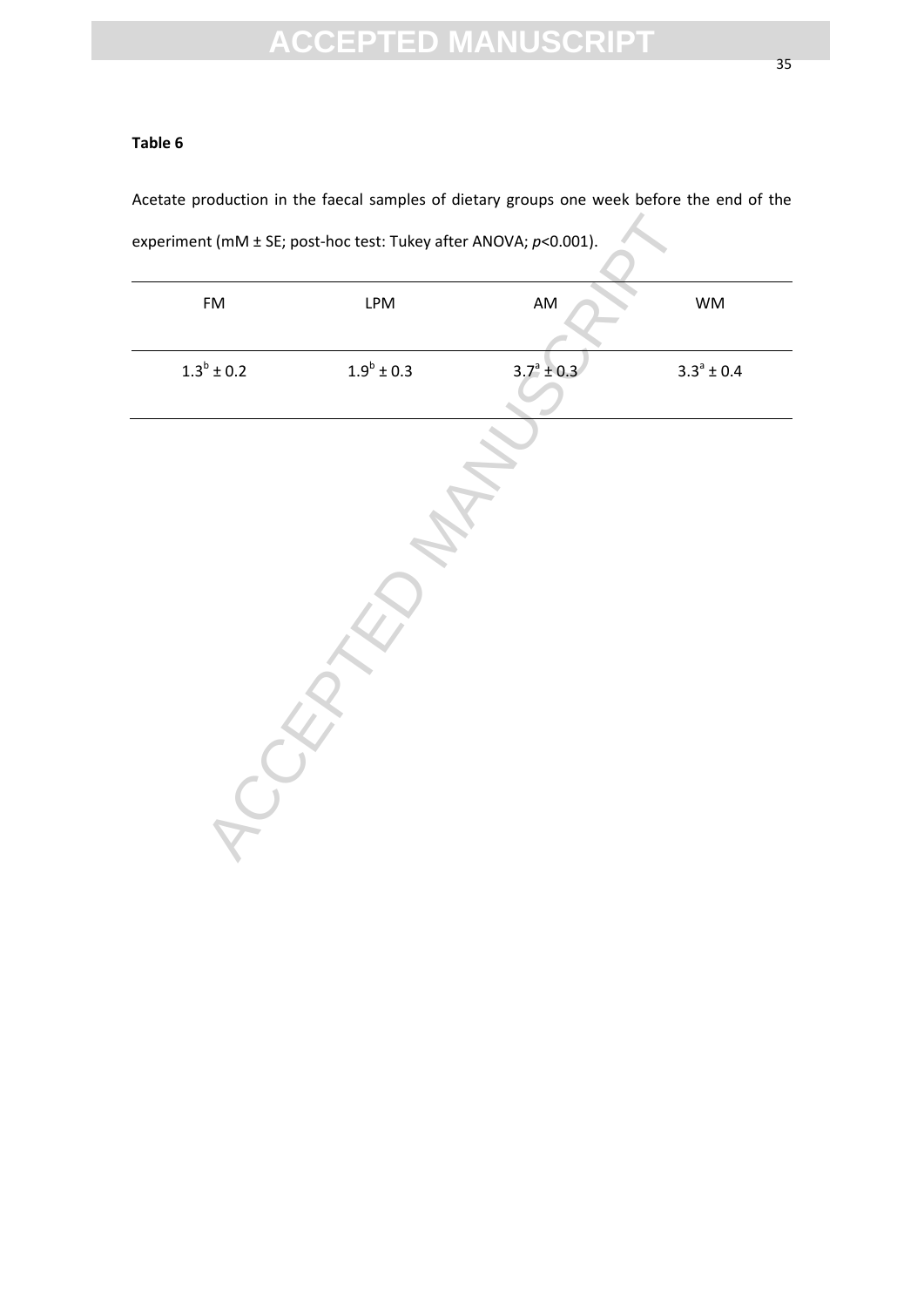**Table 6**

Acetate production in the faecal samples of dietary groups one week before the end of the experiment (mM ± SE; post-hoc test: Tukey after ANOVA; *p*<0.001).

| FM | LPM | AM | WM |
|---|---|---|---|
| $1.3^{b} \pm 0.2$ | $1.9^{b} \pm 0.3$ | $3.7^{a} \pm 0.3$ | $3.3^{a} \pm 0.4$ |